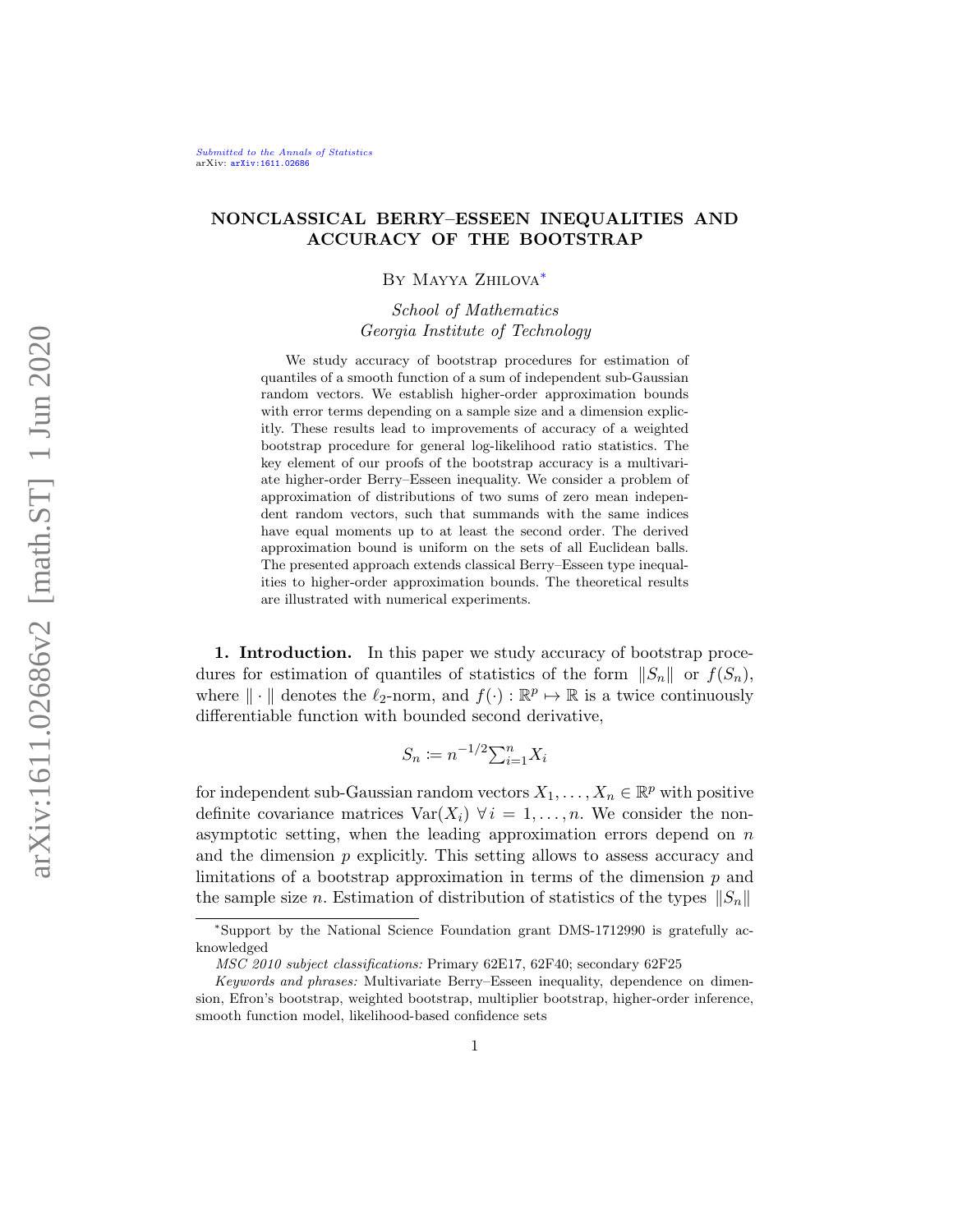# NONCLASSICAL BERRY–ESSEEN INEQUALITIES AND ACCURACY OF THE BOOTSTRAP

By Mayya Zhilova*

*School of Mathematics*
*Georgia Institute of Technology*

We study accuracy of bootstrap procedures for estimation of quantiles of a smooth function of a sum of independent sub-Gaussian random vectors. We establish higher-order approximation bounds with error terms depending on a sample size and a dimension explicitly. These results lead to improvements of accuracy of a weighted bootstrap procedure for general log-likelihood ratio statistics. The key element of our proofs of the bootstrap accuracy is a multivariate higher-order Berry–Esseen inequality. We consider a problem of approximation of distributions of two sums of zero mean independent random vectors, such that summands with the same indices have equal moments up to at least the second order. The derived approximation bound is uniform on the sets of all Euclidean balls. The presented approach extends classical Berry–Esseen type inequalities to higher-order approximation bounds. The theoretical results are illustrated with numerical experiments.

**1. Introduction.** In this paper we study accuracy of bootstrap procedures for estimation of quantiles of statistics of the form $\|S_n\|$ or $f(S_n)$, where $\|\cdot\|$ denotes the $\ell_2$-norm, and $f(\cdot) : \mathbb{R}^p \mapsto \mathbb{R}$ is a twice continuously differentiable function with bounded second derivative,

$$S_n := n^{-1/2}\sum_{i=1}^{n} X_i$$

for independent sub-Gaussian random vectors $X_1, \ldots, X_n \in \mathbb{R}^p$ with positive definite covariance matrices $\operatorname{Var}(X_i)\ \forall\, i = 1, \ldots, n$. We consider the non-asymptotic setting, when the leading approximation errors depend on $n$ and the dimension $p$ explicitly. This setting allows to assess accuracy and limitations of a bootstrap approximation in terms of the dimension $p$ and the sample size $n$. Estimation of distribution of statistics of the types $\|S_n\|$

*Support by the National Science Foundation grant DMS-1712990 is gratefully acknowledged

*MSC 2010 subject classifications:* Primary 62E17, 62F40; secondary 62F25

*Keywords and phrases:* Multivariate Berry–Esseen inequality, dependence on dimension, Efron's bootstrap, weighted bootstrap, multiplier bootstrap, higher-order inference, smooth function model, likelihood-based confidence sets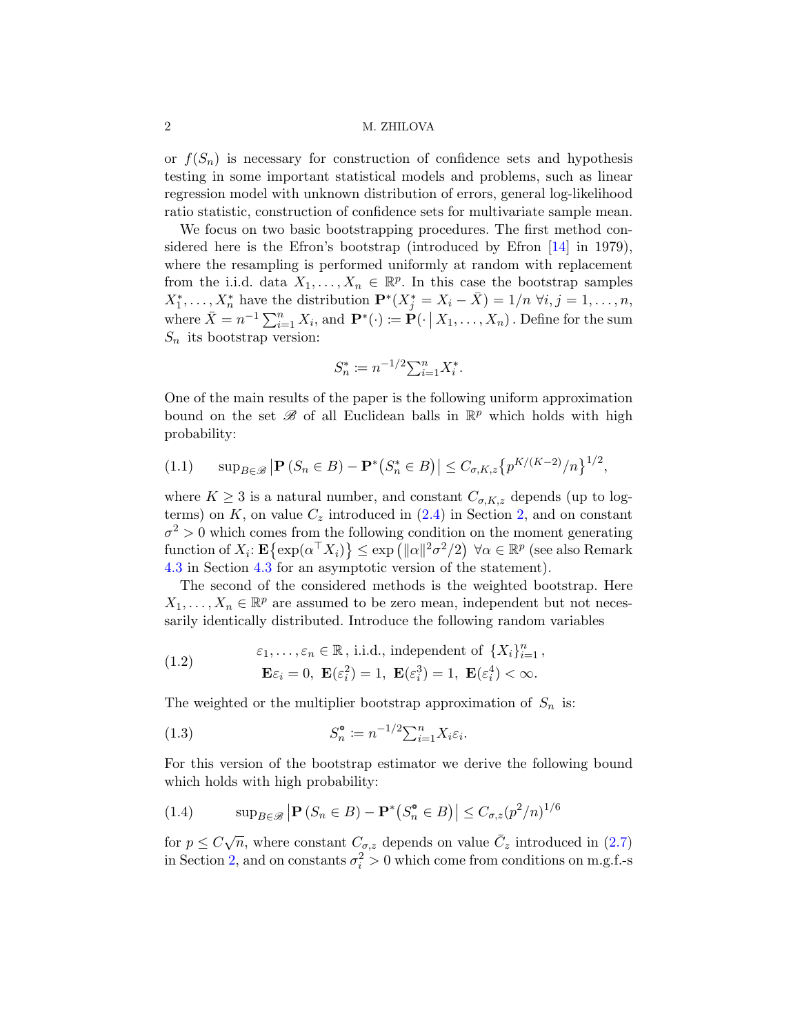or $f(S_n)$ is necessary for construction of confidence sets and hypothesis testing in some important statistical models and problems, such as linear regression model with unknown distribution of errors, general log-likelihood ratio statistic, construction of confidence sets for multivariate sample mean.

We focus on two basic bootstrapping procedures. The first method considered here is the Efron's bootstrap (introduced by Efron [14] in 1979), where the resampling is performed uniformly at random with replacement from the i.i.d. data $X_1, \ldots, X_n \in \mathbb{R}^p$. In this case the bootstrap samples $X_1^*, \ldots, X_n^*$ have the distribution $\mathbf{P}^*(X_j^* = X_i - \bar{X}) = 1/n \ \forall i, j = 1, \ldots, n$, where $\bar{X} = n^{-1} \sum_{i=1}^n X_i$, and $\mathbf{P}^*(\cdot) := \mathbf{P}(\cdot \,|\, X_1, \ldots, X_n)$. Define for the sum $S_n$ its bootstrap version:

$$S_n^* := n^{-1/2} \textstyle\sum_{i=1}^n X_i^*.$$

One of the main results of the paper is the following uniform approximation bound on the set $\mathscr{B}$ of all Euclidean balls in $\mathbb{R}^p$ which holds with high probability:

$$\sup_{B \in \mathscr{B}} \left| \mathbf{P}\left(S_n \in B\right) - \mathbf{P}^*\left(S_n^* \in B\right) \right| \le C_{\sigma,K,z} \left\{ p^{K/(K-2)}/n \right\}^{1/2}, \tag{1.1}$$

where $K \ge 3$ is a natural number, and constant $C_{\sigma,K,z}$ depends (up to log-terms) on $K$, on value $C_z$ introduced in (2.4) in Section 2, and on constant $\sigma^2 > 0$ which comes from the following condition on the moment generating function of $X_i$: $\mathbf{E}\left\{\exp(\alpha^\top X_i)\right\} \le \exp\left(\|\alpha\|^2 \sigma^2/2\right) \ \forall \alpha \in \mathbb{R}^p$ (see also Remark 4.3 in Section 4.3 for an asymptotic version of the statement).

The second of the considered methods is the weighted bootstrap. Here $X_1, \ldots, X_n \in \mathbb{R}^p$ are assumed to be zero mean, independent but not necessarily identically distributed. Introduce the following random variables

$$\begin{gathered} \varepsilon_1, \ldots, \varepsilon_n \in \mathbb{R}, \text{ i.i.d., independent of } \{X_i\}_{i=1}^n, \\ \mathbf{E}\varepsilon_i = 0, \ \mathbf{E}(\varepsilon_i^2) = 1, \ \mathbf{E}(\varepsilon_i^3) = 1, \ \mathbf{E}(\varepsilon_i^4) < \infty. \end{gathered} \tag{1.2}$$

The weighted or the multiplier bootstrap approximation of $S_n$ is:

$$S_n^{\circ} := n^{-1/2} \textstyle\sum_{i=1}^n X_i \varepsilon_i. \tag{1.3}$$

For this version of the bootstrap estimator we derive the following bound which holds with high probability:

$$\sup_{B \in \mathscr{B}} \left| \mathbf{P}\left(S_n \in B\right) - \mathbf{P}^*\left(S_n^{\circ} \in B\right) \right| \le C_{\sigma,z} (p^2/n)^{1/6} \tag{1.4}$$

for $p \le C\sqrt{n}$, where constant $C_{\sigma,z}$ depends on value $\bar{C}_z$ introduced in (2.7) in Section 2, and on constants $\sigma_i^2 > 0$ which come from conditions on m.g.f.-s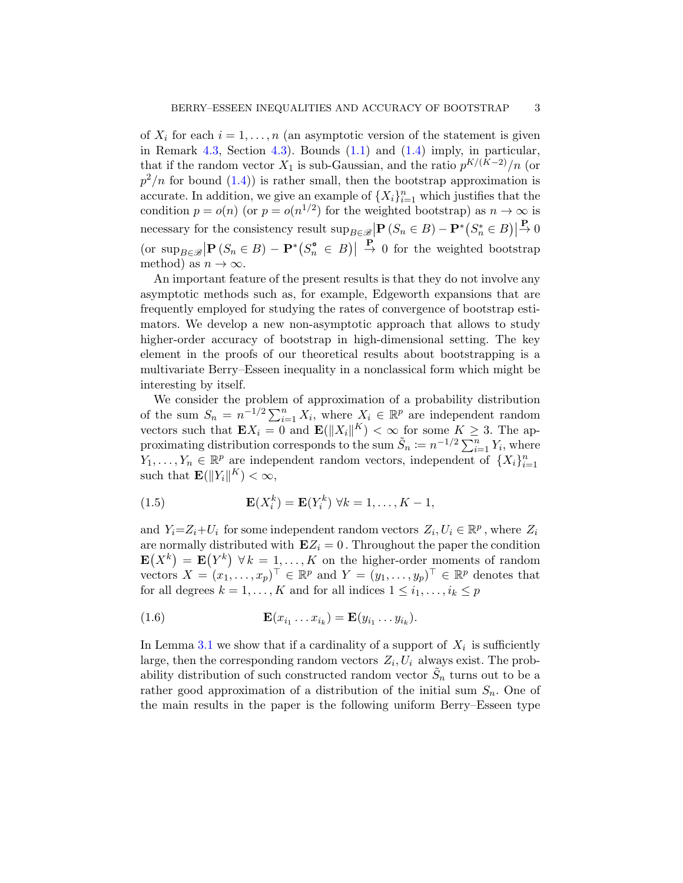of $X_i$ for each $i = 1, \dots, n$ (an asymptotic version of the statement is given in Remark 4.3, Section 4.3). Bounds (1.1) and (1.4) imply, in particular, that if the random vector $X_1$ is sub-Gaussian, and the ratio $p^{K/(K-2)}/n$ (or $p^2/n$ for bound (1.4)) is rather small, then the bootstrap approximation is accurate. In addition, we give an example of $\{X_i\}_{i=1}^n$ which justifies that the condition $p = o(n)$ (or $p = o(n^{1/2})$ for the weighted bootstrap) as $n \to \infty$ is necessary for the consistency result $\sup_{B \in \mathscr{B}} \left| \mathbf{P}\left(S_n \in B\right) - \mathbf{P}^*\left(S_n^* \in B\right)\right| \overset{\mathbf{P}}{\to} 0$ (or $\sup_{B \in \mathscr{B}} \left| \mathbf{P}\left(S_n \in B\right) - \mathbf{P}^*\left(S_n^{\circ} \in B\right)\right| \overset{\mathbf{P}}{\to} 0$ for the weighted bootstrap method) as $n \to \infty$.

An important feature of the present results is that they do not involve any asymptotic methods such as, for example, Edgeworth expansions that are frequently employed for studying the rates of convergence of bootstrap estimators. We develop a new non-asymptotic approach that allows to study higher-order accuracy of bootstrap in high-dimensional setting. The key element in the proofs of our theoretical results about bootstrapping is a multivariate Berry–Esseen inequality in a nonclassical form which might be interesting by itself.

We consider the problem of approximation of a probability distribution of the sum $S_n = n^{-1/2} \sum_{i=1}^n X_i$, where $X_i \in \mathbb{R}^p$ are independent random vectors such that $\mathbf{E} X_i = 0$ and $\mathbf{E}(\|X_i\|^K) < \infty$ for some $K \geq 3$. The approximating distribution corresponds to the sum $\tilde{S}_n \coloneqq n^{-1/2} \sum_{i=1}^n Y_i$, where $Y_1, \dots, Y_n \in \mathbb{R}^p$ are independent random vectors, independent of $\{X_i\}_{i=1}^n$ such that $\mathbf{E}(\|Y_i\|^K) < \infty$,

$$
\mathbf{E}(X_i^k) = \mathbf{E}(Y_i^k) \ \forall k = 1, \dots, K-1, \tag{1.5}
$$

and $Y_i = Z_i + U_i$ for some independent random vectors $Z_i, U_i \in \mathbb{R}^p$, where $Z_i$ are normally distributed with $\mathbf{E} Z_i = 0$. Throughout the paper the condition $\mathbf{E}\left(X^k\right) = \mathbf{E}\left(Y^k\right) \ \forall\, k = 1, \dots, K$ on the higher-order moments of random vectors $X = (x_1, \dots, x_p)^\top \in \mathbb{R}^p$ and $Y = (y_1, \dots, y_p)^\top \in \mathbb{R}^p$ denotes that for all degrees $k = 1, \dots, K$ and for all indices $1 \leq i_1, \dots, i_k \leq p$

$$
\mathbf{E}(x_{i_1} \dots x_{i_k}) = \mathbf{E}(y_{i_1} \dots y_{i_k}). \tag{1.6}
$$

In Lemma 3.1 we show that if a cardinality of a support of $X_i$ is sufficiently large, then the corresponding random vectors $Z_i, U_i$ always exist. The probability distribution of such constructed random vector $\tilde{S}_n$ turns out to be a rather good approximation of a distribution of the initial sum $S_n$. One of the main results in the paper is the following uniform Berry–Esseen type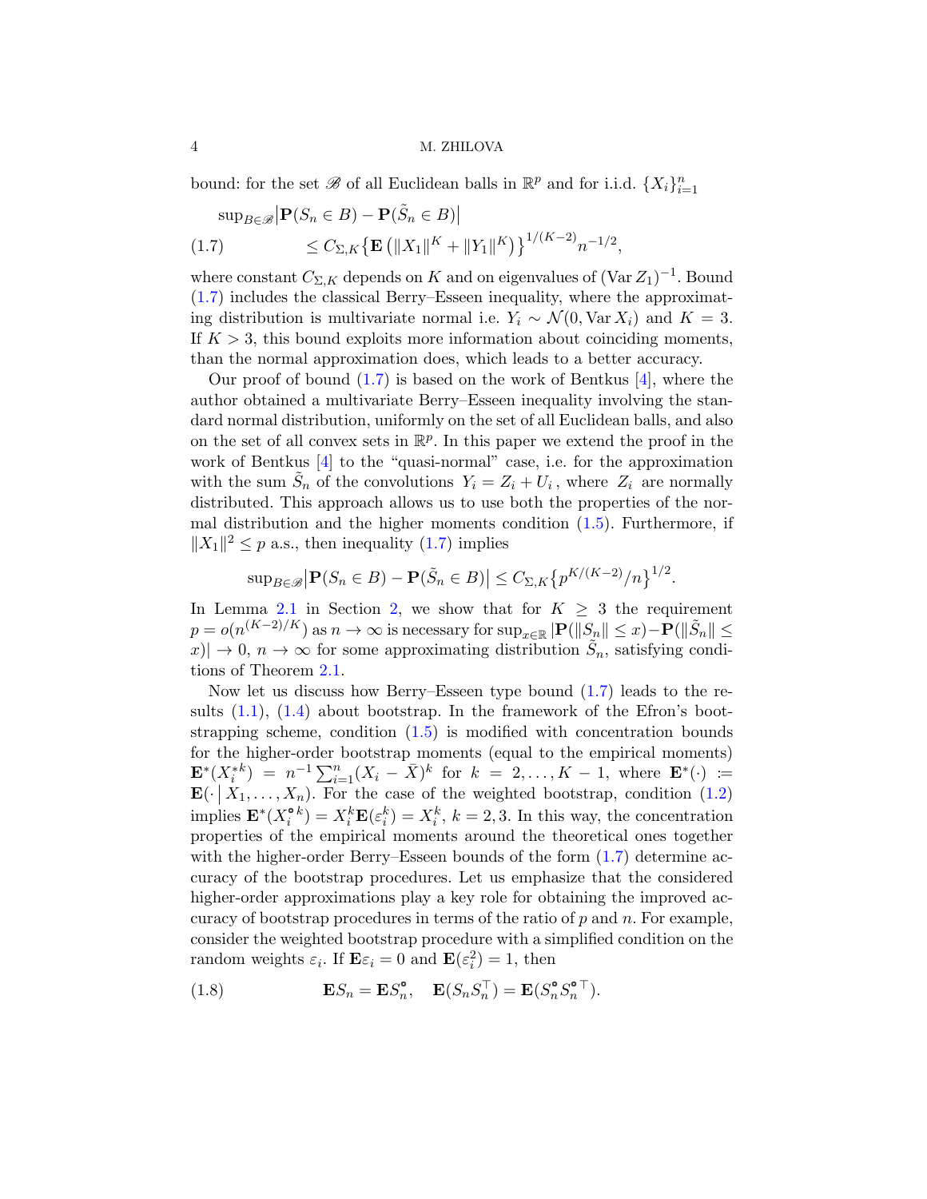bound: for the set $\mathscr{B}$ of all Euclidean balls in $\mathbb{R}^p$ and for i.i.d. $\{X_i\}_{i=1}^n$

$$
\begin{aligned}
&\sup_{B\in\mathscr{B}}\bigl|\mathbf{P}(S_n \in B) - \mathbf{P}(\tilde{S}_n \in B)\bigr| \\
&\qquad\qquad \le C_{\Sigma,K}\bigl\{\mathbf{E}\left(\|X_1\|^K + \|Y_1\|^K\right)\bigr\}^{1/(K-2)} n^{-1/2},
\end{aligned}
\tag{1.7}
$$

where constant $C_{\Sigma,K}$ depends on $K$ and on eigenvalues of $(\operatorname{Var} Z_1)^{-1}$. Bound (1.7) includes the classical Berry–Esseen inequality, where the approximating distribution is multivariate normal i.e. $Y_i \sim \mathcal{N}(0, \operatorname{Var} X_i)$ and $K = 3$. If $K > 3$, this bound exploits more information about coinciding moments, than the normal approximation does, which leads to a better accuracy.

Our proof of bound (1.7) is based on the work of Bentkus [4], where the author obtained a multivariate Berry–Esseen inequality involving the standard normal distribution, uniformly on the set of all Euclidean balls, and also on the set of all convex sets in $\mathbb{R}^p$. In this paper we extend the proof in the work of Bentkus [4] to the "quasi-normal" case, i.e. for the approximation with the sum $\tilde{S}_n$ of the convolutions $Y_i = Z_i + U_i$, where $Z_i$ are normally distributed. This approach allows us to use both the properties of the normal distribution and the higher moments condition (1.5). Furthermore, if $\|X_1\|^2 \le p$ a.s., then inequality (1.7) implies

$$
\sup_{B\in\mathscr{B}}\bigl|\mathbf{P}(S_n \in B) - \mathbf{P}(\tilde{S}_n \in B)\bigr| \le C_{\Sigma,K}\bigl\{p^{K/(K-2)}/n\bigr\}^{1/2}.
$$

In Lemma 2.1 in Section 2, we show that for $K \ge 3$ the requirement $p = o(n^{(K-2)/K})$ as $n \to \infty$ is necessary for $\sup_{x\in\mathbb{R}}|\mathbf{P}(\|S_n\| \le x) - \mathbf{P}(\|\tilde{S}_n\| \le x)| \to 0$, $n \to \infty$ for some approximating distribution $\tilde{S}_n$, satisfying conditions of Theorem 2.1.

Now let us discuss how Berry–Esseen type bound (1.7) leads to the results (1.1), (1.4) about bootstrap. In the framework of the Efron's bootstrapping scheme, condition (1.5) is modified with concentration bounds for the higher-order bootstrap moments (equal to the empirical moments) $\mathbf{E}^*(X_i^{*k}) = n^{-1}\sum_{i=1}^n (X_i - \bar{X})^k$ for $k = 2, \ldots, K-1$, where $\mathbf{E}^*(\cdot) := \mathbf{E}(\cdot\,|\,X_1, \ldots, X_n)$. For the case of the weighted bootstrap, condition (1.2) implies $\mathbf{E}^*(X_i^{\circ\,k}) = X_i^k \mathbf{E}(\varepsilon_i^k) = X_i^k$, $k = 2, 3$. In this way, the concentration properties of the empirical moments around the theoretical ones together with the higher-order Berry–Esseen bounds of the form (1.7) determine accuracy of the bootstrap procedures. Let us emphasize that the considered higher-order approximations play a key role for obtaining the improved accuracy of bootstrap procedures in terms of the ratio of $p$ and $n$. For example, consider the weighted bootstrap procedure with a simplified condition on the random weights $\varepsilon_i$. If $\mathbf{E}\varepsilon_i = 0$ and $\mathbf{E}(\varepsilon_i^2) = 1$, then

$$
\mathbf{E}S_n = \mathbf{E}S_n^{\circ}, \quad \mathbf{E}(S_n S_n^{\top}) = \mathbf{E}(S_n^{\circ} S_n^{\circ\top}). \tag{1.8}
$$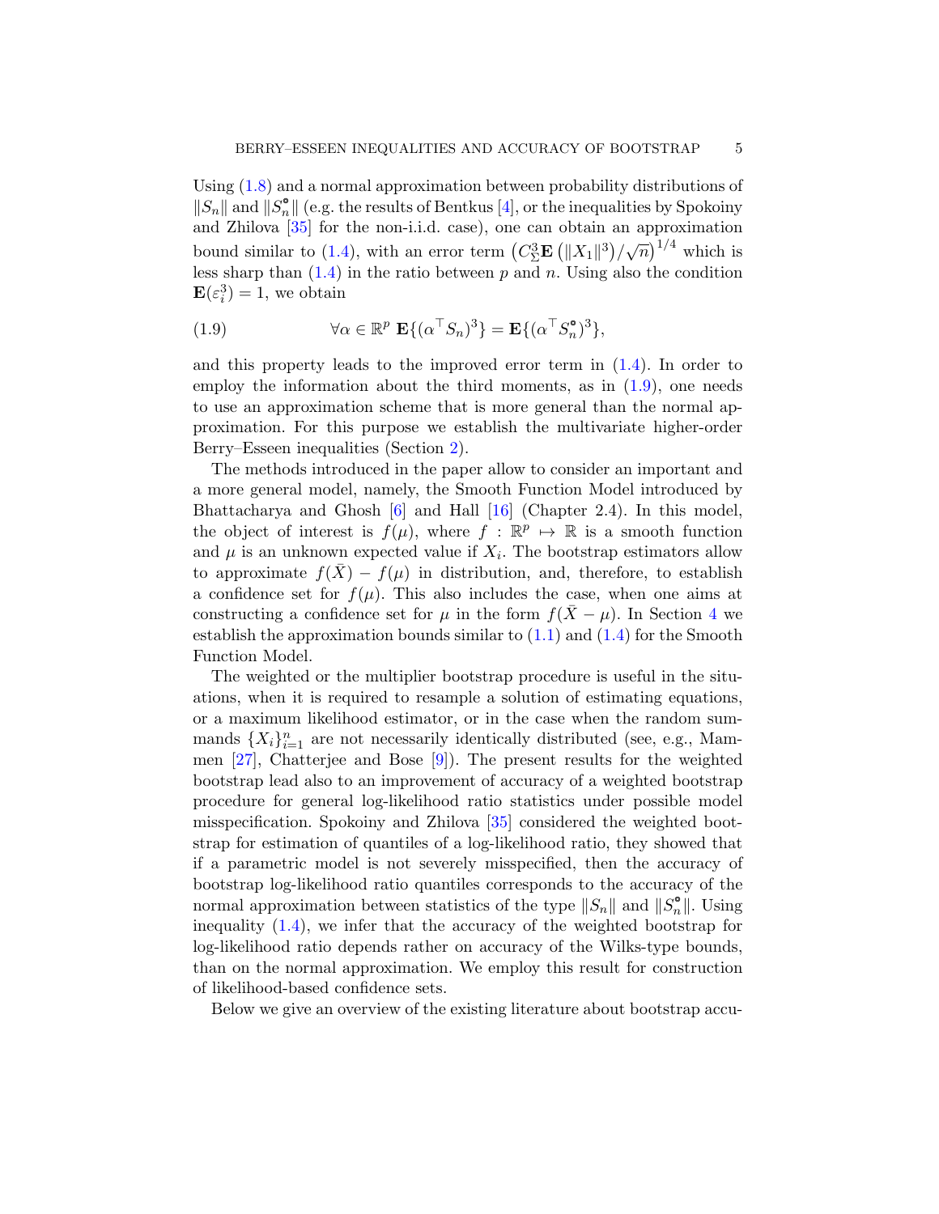Using (1.8) and a normal approximation between probability distributions of $\|S_n\|$ and $\|S_n^{\circ}\|$ (e.g. the results of Bentkus [4], or the inequalities by Spokoiny and Zhilova [35] for the non-i.i.d. case), one can obtain an approximation bound similar to (1.4), with an error term $\left(C_\Sigma^3 \mathbf{E}\left(\|X_1\|^3\right)/\sqrt{n}\right)^{1/4}$ which is less sharp than (1.4) in the ratio between $p$ and $n$. Using also the condition $\mathbf{E}(\varepsilon_i^3) = 1$, we obtain

$$\forall \alpha \in \mathbb{R}^p \ \mathbf{E}\{(\alpha^\top S_n)^3\} = \mathbf{E}\{(\alpha^\top S_n^{\circ})^3\}, \tag{1.9}$$

and this property leads to the improved error term in (1.4). In order to employ the information about the third moments, as in (1.9), one needs to use an approximation scheme that is more general than the normal approximation. For this purpose we establish the multivariate higher-order Berry–Esseen inequalities (Section 2).

The methods introduced in the paper allow to consider an important and a more general model, namely, the Smooth Function Model introduced by Bhattacharya and Ghosh [6] and Hall [16] (Chapter 2.4). In this model, the object of interest is $f(\mu)$, where $f : \mathbb{R}^p \mapsto \mathbb{R}$ is a smooth function and $\mu$ is an unknown expected value if $X_i$. The bootstrap estimators allow to approximate $f(\bar{X}) - f(\mu)$ in distribution, and, therefore, to establish a confidence set for $f(\mu)$. This also includes the case, when one aims at constructing a confidence set for $\mu$ in the form $f(\bar{X} - \mu)$. In Section 4 we establish the approximation bounds similar to (1.1) and (1.4) for the Smooth Function Model.

The weighted or the multiplier bootstrap procedure is useful in the situations, when it is required to resample a solution of estimating equations, or a maximum likelihood estimator, or in the case when the random summands $\{X_i\}_{i=1}^n$ are not necessarily identically distributed (see, e.g., Mammen [27], Chatterjee and Bose [9]). The present results for the weighted bootstrap lead also to an improvement of accuracy of a weighted bootstrap procedure for general log-likelihood ratio statistics under possible model misspecification. Spokoiny and Zhilova [35] considered the weighted bootstrap for estimation of quantiles of a log-likelihood ratio, they showed that if a parametric model is not severely misspecified, then the accuracy of bootstrap log-likelihood ratio quantiles corresponds to the accuracy of the normal approximation between statistics of the type $\|S_n\|$ and $\|S_n^{\circ}\|$. Using inequality (1.4), we infer that the accuracy of the weighted bootstrap for log-likelihood ratio depends rather on accuracy of the Wilks-type bounds, than on the normal approximation. We employ this result for construction of likelihood-based confidence sets.

Below we give an overview of the existing literature about bootstrap accu-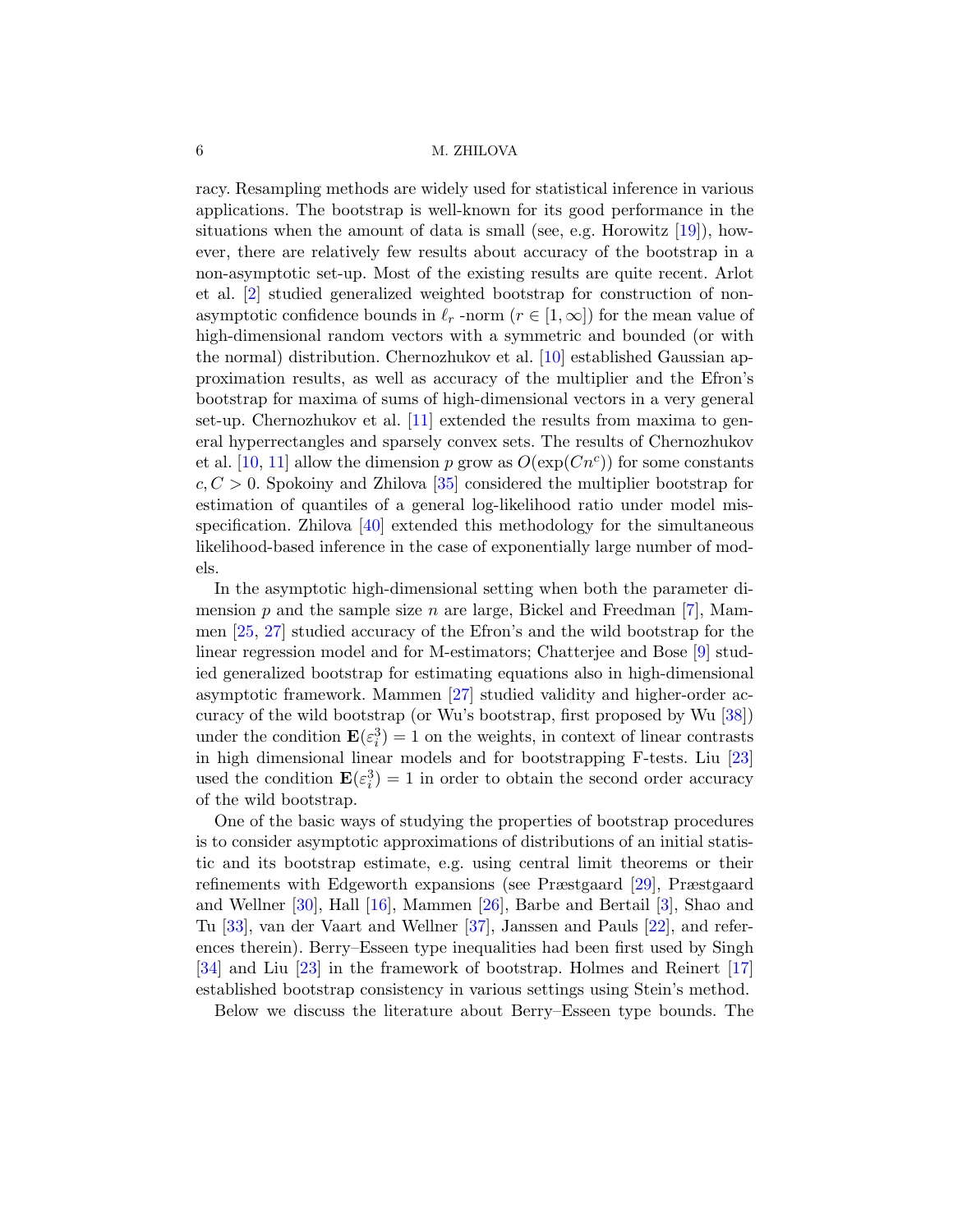racy. Resampling methods are widely used for statistical inference in various applications. The bootstrap is well-known for its good performance in the situations when the amount of data is small (see, e.g. Horowitz [19]), however, there are relatively few results about accuracy of the bootstrap in a non-asymptotic set-up. Most of the existing results are quite recent. Arlot et al. [2] studied generalized weighted bootstrap for construction of non-asymptotic confidence bounds in $\ell_r$ -norm ($r \in [1, \infty]$) for the mean value of high-dimensional random vectors with a symmetric and bounded (or with the normal) distribution. Chernozhukov et al. [10] established Gaussian approximation results, as well as accuracy of the multiplier and the Efron's bootstrap for maxima of sums of high-dimensional vectors in a very general set-up. Chernozhukov et al. [11] extended the results from maxima to general hyperrectangles and sparsely convex sets. The results of Chernozhukov et al. [10, 11] allow the dimension $p$ grow as $O(\exp(Cn^c))$ for some constants $c, C > 0$. Spokoiny and Zhilova [35] considered the multiplier bootstrap for estimation of quantiles of a general log-likelihood ratio under model misspecification. Zhilova [40] extended this methodology for the simultaneous likelihood-based inference in the case of exponentially large number of models.

In the asymptotic high-dimensional setting when both the parameter dimension $p$ and the sample size $n$ are large, Bickel and Freedman [7], Mammen [25, 27] studied accuracy of the Efron's and the wild bootstrap for the linear regression model and for M-estimators; Chatterjee and Bose [9] studied generalized bootstrap for estimating equations also in high-dimensional asymptotic framework. Mammen [27] studied validity and higher-order accuracy of the wild bootstrap (or Wu's bootstrap, first proposed by Wu [38]) under the condition $\mathbf{E}(\varepsilon_i^3) = 1$ on the weights, in context of linear contrasts in high dimensional linear models and for bootstrapping F-tests. Liu [23] used the condition $\mathbf{E}(\varepsilon_i^3) = 1$ in order to obtain the second order accuracy of the wild bootstrap.

One of the basic ways of studying the properties of bootstrap procedures is to consider asymptotic approximations of distributions of an initial statistic and its bootstrap estimate, e.g. using central limit theorems or their refinements with Edgeworth expansions (see Præstgaard [29], Præstgaard and Wellner [30], Hall [16], Mammen [26], Barbe and Bertail [3], Shao and Tu [33], van der Vaart and Wellner [37], Janssen and Pauls [22], and references therein). Berry–Esseen type inequalities had been first used by Singh [34] and Liu [23] in the framework of bootstrap. Holmes and Reinert [17] established bootstrap consistency in various settings using Stein's method.

Below we discuss the literature about Berry–Esseen type bounds. The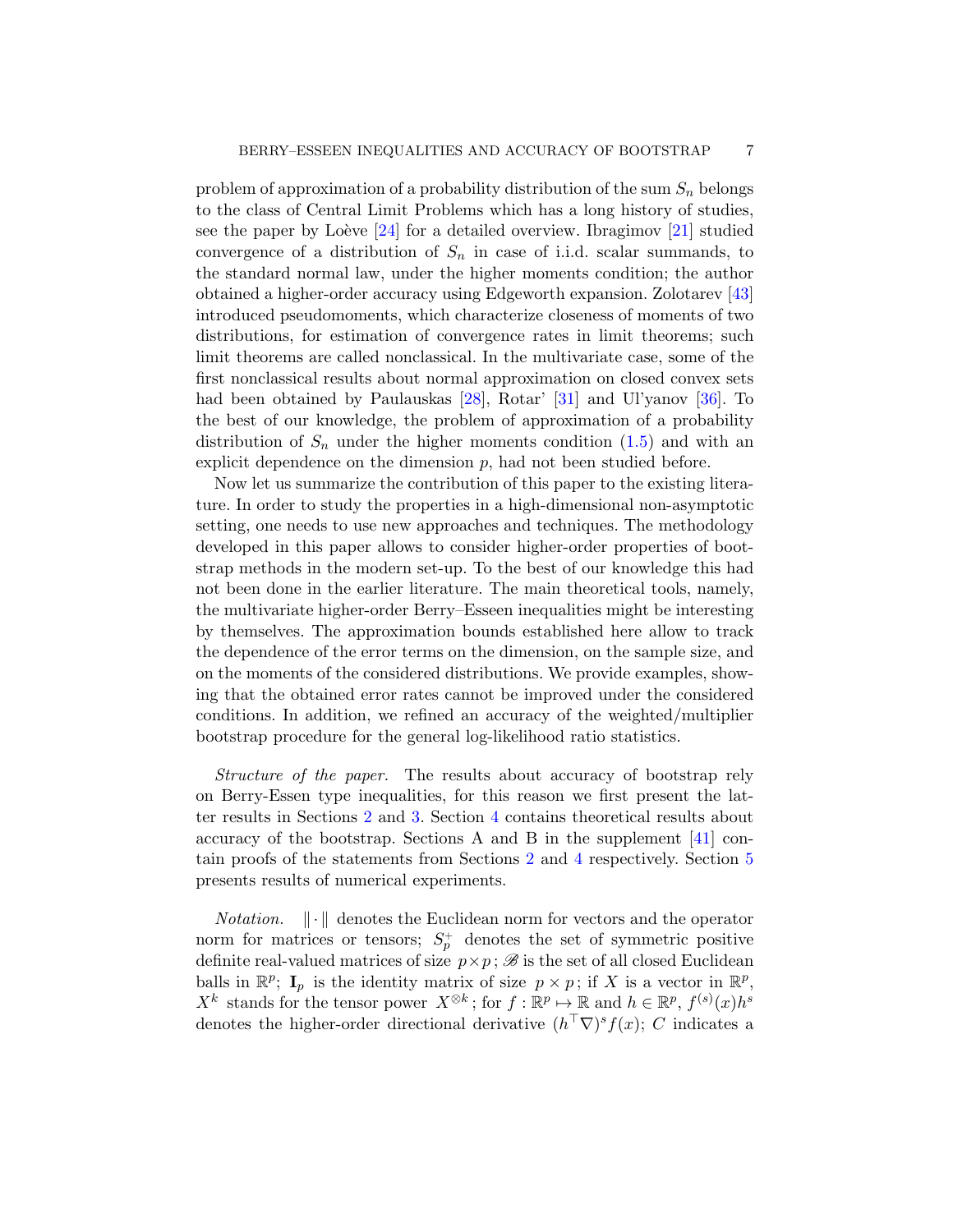problem of approximation of a probability distribution of the sum $S_n$ belongs to the class of Central Limit Problems which has a long history of studies, see the paper by Loève [24] for a detailed overview. Ibragimov [21] studied convergence of a distribution of $S_n$ in case of i.i.d. scalar summands, to the standard normal law, under the higher moments condition; the author obtained a higher-order accuracy using Edgeworth expansion. Zolotarev [43] introduced pseudomoments, which characterize closeness of moments of two distributions, for estimation of convergence rates in limit theorems; such limit theorems are called nonclassical. In the multivariate case, some of the first nonclassical results about normal approximation on closed convex sets had been obtained by Paulauskas [28], Rotar' [31] and Ul'yanov [36]. To the best of our knowledge, the problem of approximation of a probability distribution of $S_n$ under the higher moments condition (1.5) and with an explicit dependence on the dimension $p$, had not been studied before.

Now let us summarize the contribution of this paper to the existing literature. In order to study the properties in a high-dimensional non-asymptotic setting, one needs to use new approaches and techniques. The methodology developed in this paper allows to consider higher-order properties of bootstrap methods in the modern set-up. To the best of our knowledge this had not been done in the earlier literature. The main theoretical tools, namely, the multivariate higher-order Berry–Esseen inequalities might be interesting by themselves. The approximation bounds established here allow to track the dependence of the error terms on the dimension, on the sample size, and on the moments of the considered distributions. We provide examples, showing that the obtained error rates cannot be improved under the considered conditions. In addition, we refined an accuracy of the weighted/multiplier bootstrap procedure for the general log-likelihood ratio statistics.

*Structure of the paper.* The results about accuracy of bootstrap rely on Berry-Essen type inequalities, for this reason we first present the latter results in Sections 2 and 3. Section 4 contains theoretical results about accuracy of the bootstrap. Sections A and B in the supplement [41] contain proofs of the statements from Sections 2 and 4 respectively. Section 5 presents results of numerical experiments.

*Notation.* $\|\cdot\|$ denotes the Euclidean norm for vectors and the operator norm for matrices or tensors; $S_p^+$ denotes the set of symmetric positive definite real-valued matrices of size $p\times p$; $\mathscr{B}$ is the set of all closed Euclidean balls in $\mathbb{R}^p$; $\mathbf{I}_p$ is the identity matrix of size $p\times p$; if $X$ is a vector in $\mathbb{R}^p$, $X^k$ stands for the tensor power $X^{\otimes k}$; for $f:\mathbb{R}^p\mapsto\mathbb{R}$ and $h\in\mathbb{R}^p$, $f^{(s)}(x)h^s$ denotes the higher-order directional derivative $(h^\top\nabla)^s f(x)$; $C$ indicates a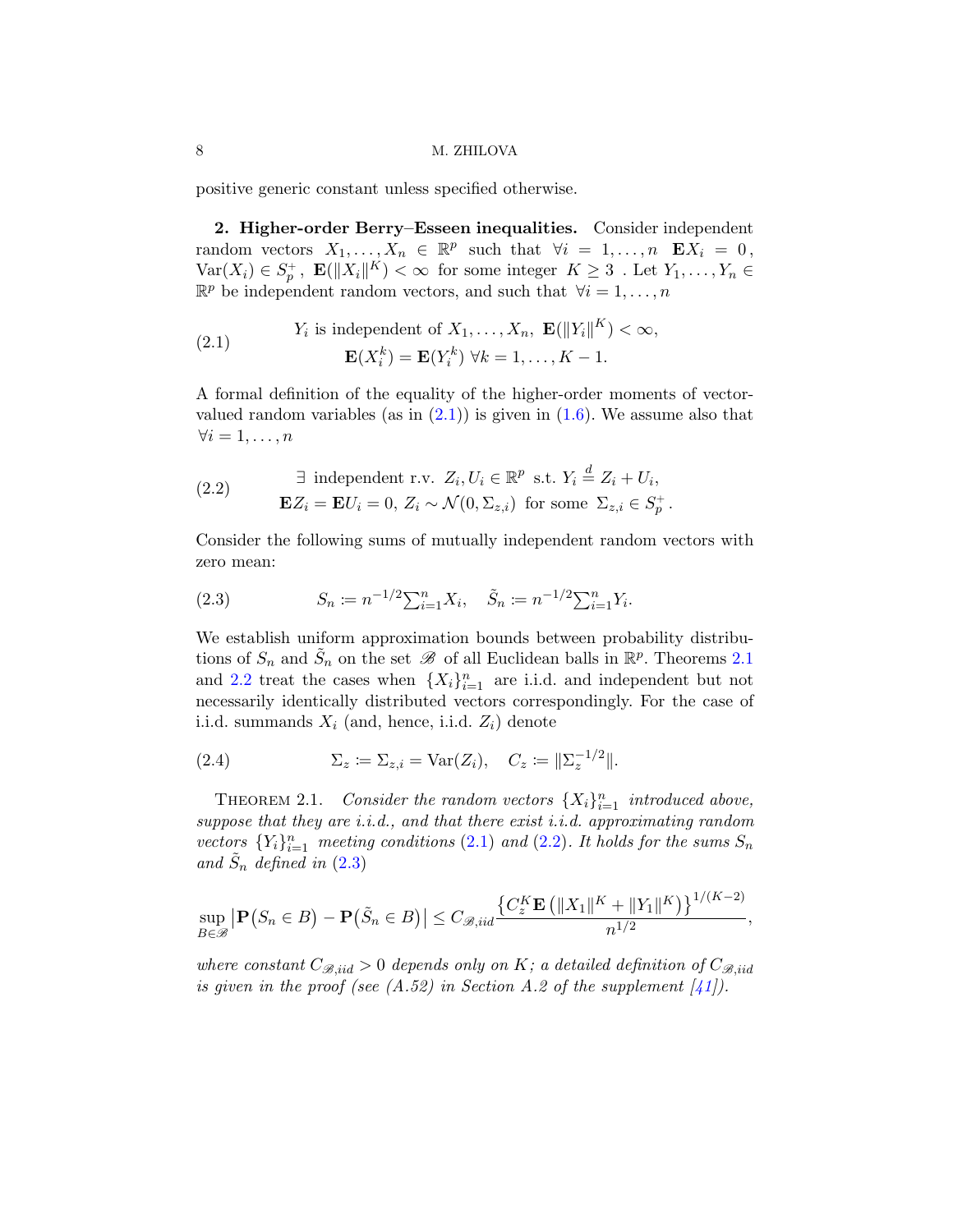positive generic constant unless specified otherwise.

## 2. Higher-order Berry–Esseen inequalities.

Consider independent random vectors $X_1, \dots, X_n \in \mathbb{R}^p$ such that $\forall i = 1, \dots, n$ $\mathbf{E}X_i = 0$, $\operatorname{Var}(X_i) \in S_p^+$, $\mathbf{E}(\|X_i\|^K) < \infty$ for some integer $K \geq 3$ . Let $Y_1, \dots, Y_n \in \mathbb{R}^p$ be independent random vectors, and such that $\forall i = 1, \dots, n$

$$
\begin{aligned}
&Y_i \text{ is independent of } X_1, \dots, X_n,\ \mathbf{E}(\|Y_i\|^K) < \infty, \\
&\mathbf{E}(X_i^k) = \mathbf{E}(Y_i^k)\ \forall k = 1, \dots, K-1.
\end{aligned}
\tag{2.1}
$$

A formal definition of the equality of the higher-order moments of vector-valued random variables (as in (2.1)) is given in (1.6). We assume also that $\forall i = 1, \dots, n$

$$
\begin{aligned}
&\exists \text{ independent r.v. } Z_i, U_i \in \mathbb{R}^p \text{ s.t. } Y_i \overset{d}{=} Z_i + U_i, \\
&\mathbf{E}Z_i = \mathbf{E}U_i = 0,\ Z_i \sim \mathcal{N}(0, \Sigma_{z,i}) \text{ for some } \Sigma_{z,i} \in S_p^+ .
\end{aligned}
\tag{2.2}
$$

Consider the following sums of mutually independent random vectors with zero mean:

$$
S_n \coloneqq n^{-1/2}\textstyle\sum_{i=1}^n X_i, \quad \tilde{S}_n \coloneqq n^{-1/2}\textstyle\sum_{i=1}^n Y_i.
\tag{2.3}
$$

We establish uniform approximation bounds between probability distributions of $S_n$ and $\tilde{S}_n$ on the set $\mathscr{B}$ of all Euclidean balls in $\mathbb{R}^p$. Theorems 2.1 and 2.2 treat the cases when $\{X_i\}_{i=1}^n$ are i.i.d. and independent but not necessarily identically distributed vectors correspondingly. For the case of i.i.d. summands $X_i$ (and, hence, i.i.d. $Z_i$) denote

$$
\Sigma_z \coloneqq \Sigma_{z,i} = \operatorname{Var}(Z_i), \quad C_z \coloneqq \|\Sigma_z^{-1/2}\|.
\tag{2.4}
$$

THEOREM 2.1. *Consider the random vectors $\{X_i\}_{i=1}^n$ introduced above, suppose that they are i.i.d., and that there exist i.i.d. approximating random vectors $\{Y_i\}_{i=1}^n$ meeting conditions (2.1) and (2.2). It holds for the sums $S_n$ and $\tilde{S}_n$ defined in (2.3)*

$$
\sup_{B \in \mathscr{B}} \left| \mathbf{P}\big(S_n \in B\big) - \mathbf{P}\big(\tilde{S}_n \in B\big) \right| \leq C_{\mathscr{B},iid} \frac{\left\{ C_z^K \mathbf{E}\left( \|X_1\|^K + \|Y_1\|^K \right) \right\}^{1/(K-2)}}{n^{1/2}},
$$

*where constant $C_{\mathscr{B},iid} > 0$ depends only on $K$; a detailed definition of $C_{\mathscr{B},iid}$ is given in the proof (see (A.52) in Section A.2 of the supplement [41]).*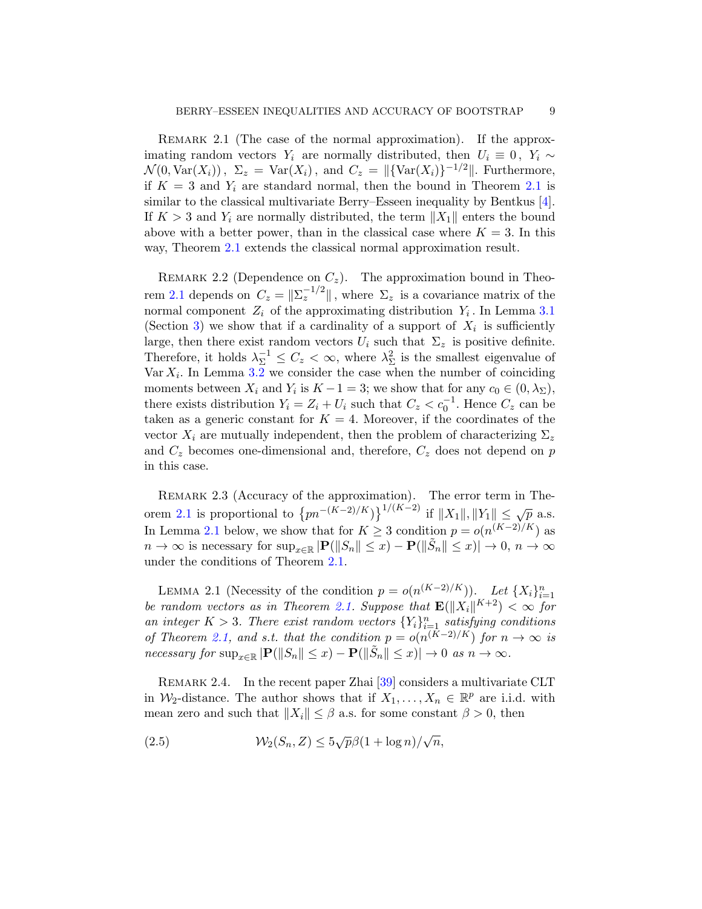Remark 2.1 (The case of the normal approximation). If the approximating random vectors $Y_i$ are normally distributed, then $U_i \equiv 0$, $Y_i \sim \mathcal{N}(0, \operatorname{Var}(X_i))$, $\Sigma_z = \operatorname{Var}(X_i)$, and $C_z = \|\{\operatorname{Var}(X_i)\}^{-1/2}\|$. Furthermore, if $K = 3$ and $Y_i$ are standard normal, then the bound in Theorem 2.1 is similar to the classical multivariate Berry–Esseen inequality by Bentkus [4]. If $K > 3$ and $Y_i$ are normally distributed, the term $\|X_1\|$ enters the bound above with a better power, than in the classical case where $K = 3$. In this way, Theorem 2.1 extends the classical normal approximation result.

Remark 2.2 (Dependence on $C_z$). The approximation bound in Theorem 2.1 depends on $C_z = \|\Sigma_z^{-1/2}\|$, where $\Sigma_z$ is a covariance matrix of the normal component $Z_i$ of the approximating distribution $Y_i$. In Lemma 3.1 (Section 3) we show that if a cardinality of a support of $X_i$ is sufficiently large, then there exist random vectors $U_i$ such that $\Sigma_z$ is positive definite. Therefore, it holds $\lambda_\Sigma^{-1} \le C_z < \infty$, where $\lambda_\Sigma^2$ is the smallest eigenvalue of $\operatorname{Var} X_i$. In Lemma 3.2 we consider the case when the number of coinciding moments between $X_i$ and $Y_i$ is $K-1 = 3$; we show that for any $c_0 \in (0, \lambda_\Sigma)$, there exists distribution $Y_i = Z_i + U_i$ such that $C_z < c_0^{-1}$. Hence $C_z$ can be taken as a generic constant for $K = 4$. Moreover, if the coordinates of the vector $X_i$ are mutually independent, then the problem of characterizing $\Sigma_z$ and $C_z$ becomes one-dimensional and, therefore, $C_z$ does not depend on $p$ in this case.

Remark 2.3 (Accuracy of the approximation). The error term in Theorem 2.1 is proportional to $\{pn^{-(K-2)/K}\}^{1/(K-2)}$ if $\|X_1\|, \|Y_1\| \le \sqrt{p}$ a.s. In Lemma 2.1 below, we show that for $K \ge 3$ condition $p = o(n^{(K-2)/K})$ as $n \to \infty$ is necessary for $\sup_{x \in \mathbb{R}} |\mathbf{P}(\|S_n\| \le x) - \mathbf{P}(\|\tilde{S}_n\| \le x)| \to 0$, $n \to \infty$ under the conditions of Theorem 2.1.

Lemma 2.1 (Necessity of the condition $p = o(n^{(K-2)/K})$). *Let $\{X_i\}_{i=1}^n$ be random vectors as in Theorem 2.1. Suppose that $\mathbf{E}(\|X_i\|^{K+2}) < \infty$ for an integer $K > 3$. There exist random vectors $\{Y_i\}_{i=1}^n$ satisfying conditions of Theorem 2.1, and s.t. that the condition $p = o(n^{(K-2)/K})$ for $n \to \infty$ is necessary for $\sup_{x \in \mathbb{R}} |\mathbf{P}(\|S_n\| \le x) - \mathbf{P}(\|\tilde{S}_n\| \le x)| \to 0$ as $n \to \infty$.*

Remark 2.4. In the recent paper Zhai [39] considers a multivariate CLT in $\mathcal{W}_2$-distance. The author shows that if $X_1, \dots, X_n \in \mathbb{R}^p$ are i.i.d. with mean zero and such that $\|X_i\| \le \beta$ a.s. for some constant $\beta > 0$, then

$$
\mathcal{W}_2(S_n, Z) \le 5\sqrt{p}\beta(1 + \log n)/\sqrt{n}, \tag{2.5}
$$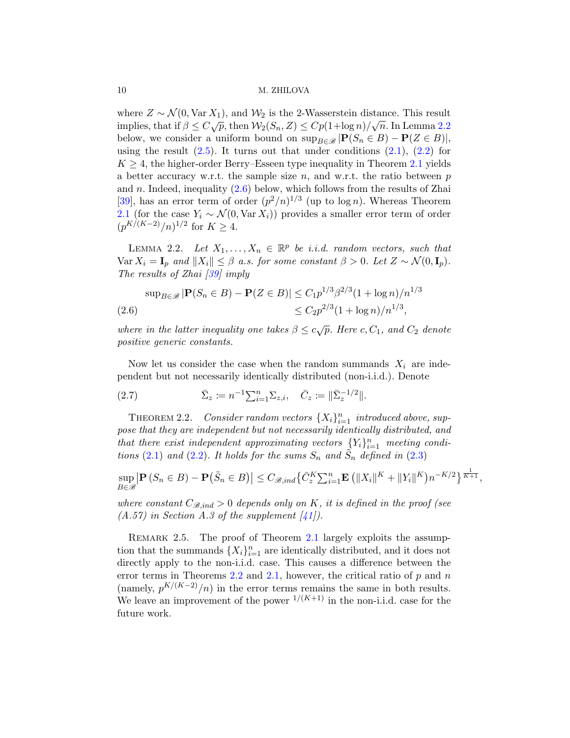where $Z \sim \mathcal{N}(0, \operatorname{Var} X_1)$, and $\mathcal{W}_2$ is the 2-Wasserstein distance. This result implies, that if $\beta \le C\sqrt{p}$, then $\mathcal{W}_2(S_n, Z) \le Cp(1+\log n)/\sqrt{n}$. In Lemma 2.2 below, we consider a uniform bound on $\sup_{B\in\mathscr{B}}|\mathbf{P}(S_n \in B) - \mathbf{P}(Z \in B)|$, using the result (2.5). It turns out that under conditions (2.1), (2.2) for $K \ge 4$, the higher-order Berry–Esseen type inequality in Theorem 2.1 yields a better accuracy w.r.t. the sample size $n$, and w.r.t. the ratio between $p$ and $n$. Indeed, inequality (2.6) below, which follows from the results of Zhai [39], has an error term of order $(p^2/n)^{1/3}$ (up to $\log n$). Whereas Theorem 2.1 (for the case $Y_i \sim \mathcal{N}(0, \operatorname{Var} X_i)$) provides a smaller error term of order $(p^{K/(K-2)}/n)^{1/2}$ for $K \ge 4$.

LEMMA 2.2. *Let $X_1, \dots, X_n \in \mathbb{R}^p$ be i.i.d. random vectors, such that $\operatorname{Var} X_i = \mathbf{I}_p$ and $\|X_i\| \le \beta$ a.s. for some constant $\beta > 0$. Let $Z \sim \mathcal{N}(0, \mathbf{I}_p)$. The results of Zhai [39] imply*

$$
\begin{aligned}
\sup\nolimits_{B\in\mathscr{B}}|\mathbf{P}(S_n \in B) - \mathbf{P}(Z \in B)| &\le C_1 p^{1/3}\beta^{2/3}(1+\log n)/n^{1/3} \\
&\le C_2 p^{2/3}(1+\log n)/n^{1/3},
\end{aligned}
\tag{2.6}
$$

*where in the latter inequality one takes $\beta \le c\sqrt{p}$. Here $c, C_1$, and $C_2$ denote positive generic constants.*

Now let us consider the case when the random summands $X_i$ are independent but not necessarily identically distributed (non-i.i.d.). Denote

$$
\bar{\Sigma}_z := n^{-1}\textstyle\sum_{i=1}^n \Sigma_{z,i}, \quad \bar{C}_z := \|\bar{\Sigma}_z^{-1/2}\|. \tag{2.7}
$$

THEOREM 2.2. *Consider random vectors $\{X_i\}_{i=1}^n$ introduced above, suppose that they are independent but not necessarily identically distributed, and that there exist independent approximating vectors $\{Y_i\}_{i=1}^n$ meeting conditions (2.1) and (2.2). It holds for the sums $S_n$ and $\tilde{S}_n$ defined in (2.3)*

$$
\sup_{B\in\mathscr{B}}\left|\mathbf{P}\left(S_n \in B\right) - \mathbf{P}\big(\tilde{S}_n \in B\big)\right| \le C_{\mathscr{B},ind}\left\{\bar{C}_z^K \textstyle\sum_{i=1}^n \mathbf{E}\left(\|X_i\|^K + \|Y_i\|^K\right) n^{-K/2}\right\}^{\frac{1}{K+1}},
$$

*where constant $C_{\mathscr{B},ind} > 0$ depends only on $K$, it is defined in the proof (see (A.57) in Section A.3 of the supplement [41]).*

REMARK 2.5. The proof of Theorem 2.1 largely exploits the assumption that the summands $\{X_i\}_{i=1}^n$ are identically distributed, and it does not directly apply to the non-i.i.d. case. This causes a difference between the error terms in Theorems 2.2 and 2.1, however, the critical ratio of $p$ and $n$ (namely, $p^{K/(K-2)}/n$) in the error terms remains the same in both results. We leave an improvement of the power ${}^{1/(K+1)}$ in the non-i.i.d. case for the future work.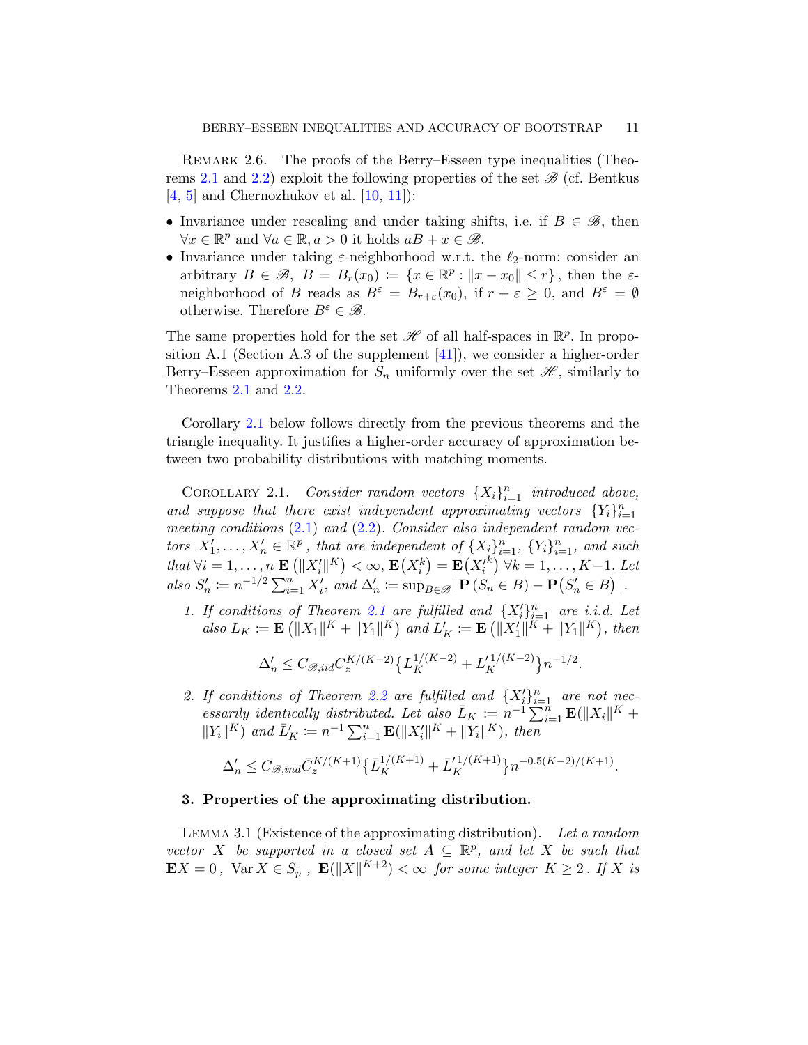Remark 2.6. The proofs of the Berry–Esseen type inequalities (Theorems 2.1 and 2.2) exploit the following properties of the set $\mathscr{B}$ (cf. Bentkus [4, 5] and Chernozhukov et al. [10, 11]):

- Invariance under rescaling and under taking shifts, i.e. if $B \in \mathscr{B}$, then $\forall x \in \mathbb{R}^p$ and $\forall a \in \mathbb{R}, a > 0$ it holds $aB + x \in \mathscr{B}$.
- Invariance under taking $\varepsilon$-neighborhood w.r.t. the $\ell_2$-norm: consider an arbitrary $B \in \mathscr{B},\ B = B_r(x_0) := \{x \in \mathbb{R}^p : \|x - x_0\| \le r\}$, then the $\varepsilon$-neighborhood of $B$ reads as $B^{\varepsilon} = B_{r+\varepsilon}(x_0)$, if $r + \varepsilon \ge 0$, and $B^{\varepsilon} = \emptyset$ otherwise. Therefore $B^{\varepsilon} \in \mathscr{B}$.

The same properties hold for the set $\mathscr{H}$ of all half-spaces in $\mathbb{R}^p$. In proposition A.1 (Section A.3 of the supplement [41]), we consider a higher-order Berry–Esseen approximation for $S_n$ uniformly over the set $\mathscr{H}$, similarly to Theorems 2.1 and 2.2.

Corollary 2.1 below follows directly from the previous theorems and the triangle inequality. It justifies a higher-order accuracy of approximation between two probability distributions with matching moments.

Corollary 2.1. *Consider random vectors $\{X_i\}_{i=1}^n$ introduced above, and suppose that there exist independent approximating vectors $\{Y_i\}_{i=1}^n$ meeting conditions (2.1) and (2.2). Consider also independent random vectors $X_1', \ldots, X_n' \in \mathbb{R}^p$, that are independent of $\{X_i\}_{i=1}^n$, $\{Y_i\}_{i=1}^n$, and such that $\forall i = 1, \ldots, n$ $\mathbf{E}\left(\|X_i'\|^K\right) < \infty$, $\mathbf{E}\big(X_i^k\big) = \mathbf{E}\big(X_i'^k\big)$ $\forall k = 1, \ldots, K-1$. Let also $S_n' := n^{-1/2}\sum_{i=1}^n X_i'$, and $\Delta_n' := \sup_{B \in \mathscr{B}} \big|\mathbf{P}\left(S_n \in B\right) - \mathbf{P}\big(S_n' \in B\big)\big|$.*

1. *If conditions of Theorem 2.1 are fulfilled and $\{X_i'\}_{i=1}^n$ are i.i.d. Let also $L_K := \mathbf{E}\left(\|X_1\|^K + \|Y_1\|^K\right)$ and $L_K' := \mathbf{E}\left(\|X_1'\|^K + \|Y_1\|^K\right)$, then*
$$\Delta_n' \le C_{\mathscr{B},iid} C_z^{K/(K-2)} \big\{ L_K^{1/(K-2)} + L_K'^{\,1/(K-2)} \big\} n^{-1/2}.$$
2. *If conditions of Theorem 2.2 are fulfilled and $\{X_i'\}_{i=1}^n$ are not necessarily identically distributed. Let also $\bar{L}_K := n^{-1}\sum_{i=1}^n \mathbf{E}(\|X_i\|^K + \|Y_i\|^K)$ and $\bar{L}_K' := n^{-1}\sum_{i=1}^n \mathbf{E}(\|X_i'\|^K + \|Y_i\|^K)$, then*
$$\Delta_n' \le C_{\mathscr{B},ind} \bar{C}_z^{K/(K+1)} \big\{ \bar{L}_K^{1/(K+1)} + \bar{L}_K'^{\,1/(K+1)} \big\} n^{-0.5(K-2)/(K+1)}.$$

## 3. Properties of the approximating distribution.

Lemma 3.1 (Existence of the approximating distribution). *Let a random vector $X$ be supported in a closed set $A \subseteq \mathbb{R}^p$, and let $X$ be such that $\mathbf{E}X = 0$, $\operatorname{Var} X \in S_p^+$, $\mathbf{E}(\|X\|^{K+2}) < \infty$ for some integer $K \ge 2$. If $X$ is*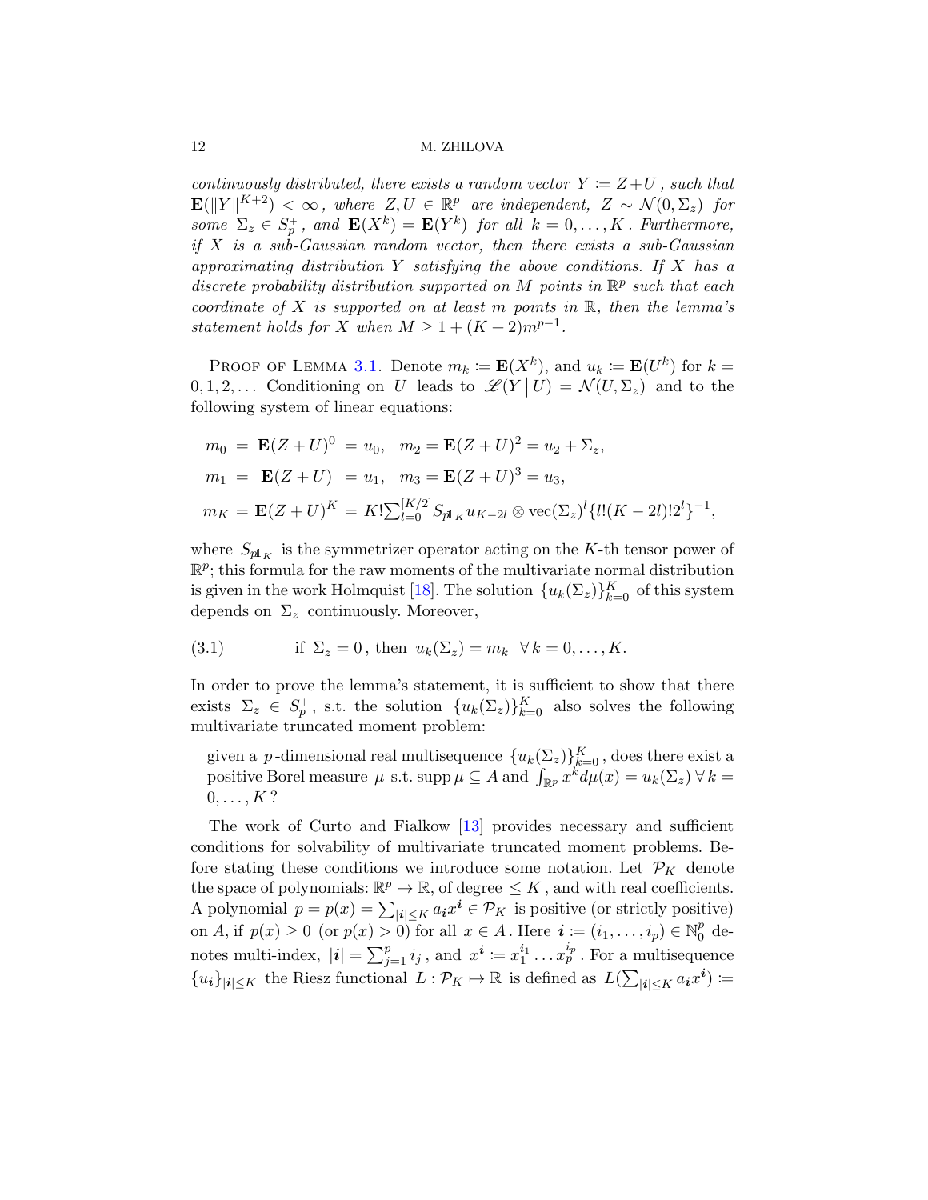*continuously distributed, there exists a random vector $Y \coloneqq Z+U$, such that $\mathbf{E}(\|Y\|^{K+2}) < \infty$, where $Z, U \in \mathbb{R}^p$ are independent, $Z \sim \mathcal{N}(0, \Sigma_z)$ for some $\Sigma_z \in S_p^+$, and $\mathbf{E}(X^k) = \mathbf{E}(Y^k)$ for all $k = 0, \ldots, K$. Furthermore, if $X$ is a sub-Gaussian random vector, then there exists a sub-Gaussian approximating distribution $Y$ satisfying the above conditions. If $X$ has a discrete probability distribution supported on $M$ points in $\mathbb{R}^p$ such that each coordinate of $X$ is supported on at least $m$ points in $\mathbb{R}$, then the lemma's statement holds for $X$ when $M \geq 1 + (K+2)m^{p-1}$.*

Proof of Lemma 3.1. Denote $m_k \coloneqq \mathbf{E}(X^k)$, and $u_k \coloneqq \mathbf{E}(U^k)$ for $k = 0, 1, 2, \ldots$ Conditioning on $U$ leads to $\mathscr{L}(Y \,|\, U) = \mathcal{N}(U, \Sigma_z)$ and to the following system of linear equations:

$$
\begin{aligned}
m_0 &= \mathbf{E}(Z+U)^0 = u_0, \quad m_2 = \mathbf{E}(Z+U)^2 = u_2 + \Sigma_z,\\
m_1 &= \mathbf{E}(Z+U) = u_1, \quad m_3 = \mathbf{E}(Z+U)^3 = u_3,\\
m_K &= \mathbf{E}(Z+U)^K = K! \textstyle\sum_{l=0}^{[K/2]} S_{p 1\!\!1_K} u_{K-2l} \otimes \operatorname{vec}(\Sigma_z)^l \{l!(K-2l)!2^l\}^{-1},
\end{aligned}
$$

where $S_{p1\!\!1_K}$ is the symmetrizer operator acting on the $K$-th tensor power of $\mathbb{R}^p$; this formula for the raw moments of the multivariate normal distribution is given in the work Holmquist [18]. The solution $\{u_k(\Sigma_z)\}_{k=0}^K$ of this system depends on $\Sigma_z$ continuously. Moreover,

$$
\text{if } \Sigma_z = 0, \text{ then } u_k(\Sigma_z) = m_k \quad \forall\, k = 0, \ldots, K. \tag{3.1}
$$

In order to prove the lemma's statement, it is sufficient to show that there exists $\Sigma_z \in S_p^+$, s.t. the solution $\{u_k(\Sigma_z)\}_{k=0}^K$ also solves the following multivariate truncated moment problem:

> given a $p$-dimensional real multisequence $\{u_k(\Sigma_z)\}_{k=0}^K$, does there exist a positive Borel measure $\mu$ s.t. $\operatorname{supp} \mu \subseteq A$ and $\int_{\mathbb{R}^p} x^k d\mu(x) = u_k(\Sigma_z)\ \forall\, k = 0, \ldots, K$?

The work of Curto and Fialkow [13] provides necessary and sufficient conditions for solvability of multivariate truncated moment problems. Before stating these conditions we introduce some notation. Let $\mathcal{P}_K$ denote the space of polynomials: $\mathbb{R}^p \mapsto \mathbb{R}$, of degree $\leq K$, and with real coefficients. A polynomial $p = p(x) = \sum_{|\boldsymbol{i}| \leq K} a_{\boldsymbol{i}} x^{\boldsymbol{i}} \in \mathcal{P}_K$ is positive (or strictly positive) on $A$, if $p(x) \geq 0$ (or $p(x) > 0$) for all $x \in A$. Here $\boldsymbol{i} \coloneqq (i_1, \ldots, i_p) \in \mathbb{N}_0^p$ denotes multi-index, $|\boldsymbol{i}| = \sum_{j=1}^p i_j$, and $x^{\boldsymbol{i}} \coloneqq x_1^{i_1} \ldots x_p^{i_p}$. For a multisequence $\{u_{\boldsymbol{i}}\}_{|\boldsymbol{i}| \leq K}$ the Riesz functional $L : \mathcal{P}_K \mapsto \mathbb{R}$ is defined as $L(\sum_{|\boldsymbol{i}| \leq K} a_{\boldsymbol{i}} x^{\boldsymbol{i}}) \coloneqq$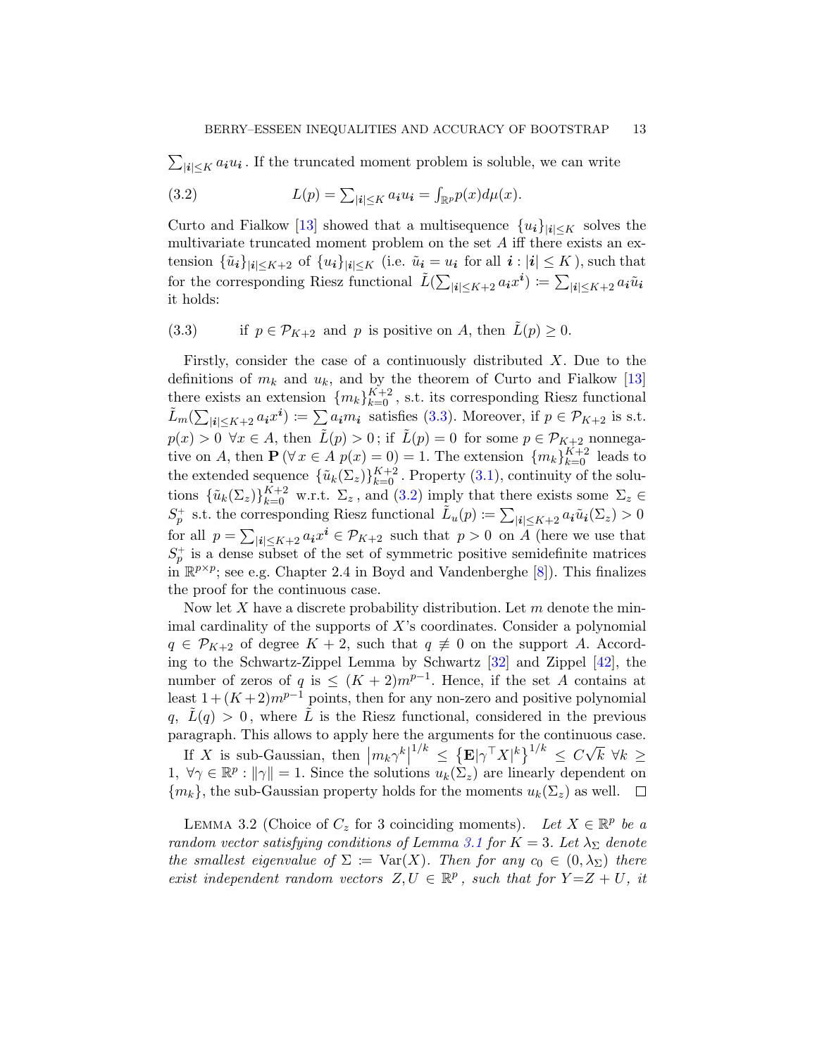$\sum_{|\boldsymbol{i}|\le K} a_{\boldsymbol{i}} u_{\boldsymbol{i}}$. If the truncated moment problem is soluble, we can write

$$L(p) = \textstyle\sum_{|\boldsymbol{i}|\le K} a_{\boldsymbol{i}} u_{\boldsymbol{i}} = \int_{\mathbb{R}^p} p(x) d\mu(x). \tag{3.2}$$

Curto and Fialkow [13] showed that a multisequence $\{u_{\boldsymbol{i}}\}_{|\boldsymbol{i}|\le K}$ solves the multivariate truncated moment problem on the set $A$ iff there exists an extension $\{\tilde{u}_{\boldsymbol{i}}\}_{|\boldsymbol{i}|\le K+2}$ of $\{u_{\boldsymbol{i}}\}_{|\boldsymbol{i}|\le K}$ (i.e. $\tilde{u}_{\boldsymbol{i}} = u_{\boldsymbol{i}}$ for all $\boldsymbol{i} : |\boldsymbol{i}| \le K$), such that for the corresponding Riesz functional $\tilde{L}(\sum_{|\boldsymbol{i}|\le K+2} a_{\boldsymbol{i}} x^{\boldsymbol{i}}) \coloneqq \sum_{|\boldsymbol{i}|\le K+2} a_{\boldsymbol{i}} \tilde{u}_{\boldsymbol{i}}$ it holds:

$$\text{if } p \in \mathcal{P}_{K+2} \text{ and } p \text{ is positive on } A, \text{ then } \tilde{L}(p) \ge 0. \tag{3.3}$$

Firstly, consider the case of a continuously distributed $X$. Due to the definitions of $m_k$ and $u_k$, and by the theorem of Curto and Fialkow [13] there exists an extension $\{m_k\}_{k=0}^{K+2}$, s.t. its corresponding Riesz functional $\tilde{L}_m(\sum_{|\boldsymbol{i}|\le K+2} a_{\boldsymbol{i}} x^{\boldsymbol{i}}) \coloneqq \sum a_{\boldsymbol{i}} m_{\boldsymbol{i}}$ satisfies (3.3). Moreover, if $p \in \mathcal{P}_{K+2}$ is s.t. $p(x) > 0 \ \forall x \in A$, then $\tilde{L}(p) > 0$; if $\tilde{L}(p) = 0$ for some $p \in \mathcal{P}_{K+2}$ nonnegative on $A$, then $\mathbf{P}\,(\forall\, x \in A\ p(x) = 0) = 1$. The extension $\{m_k\}_{k=0}^{K+2}$ leads to the extended sequence $\{\tilde{u}_k(\Sigma_z)\}_{k=0}^{K+2}$. Property (3.1), continuity of the solutions $\{\tilde{u}_k(\Sigma_z)\}_{k=0}^{K+2}$ w.r.t. $\Sigma_z$, and (3.2) imply that there exists some $\Sigma_z \in S_p^+$ s.t. the corresponding Riesz functional $\tilde{L}_u(p) \coloneqq \sum_{|\boldsymbol{i}|\le K+2} a_{\boldsymbol{i}} \tilde{u}_{\boldsymbol{i}}(\Sigma_z) > 0$ for all $p = \sum_{|\boldsymbol{i}|\le K+2} a_{\boldsymbol{i}} x^{\boldsymbol{i}} \in \mathcal{P}_{K+2}$ such that $p > 0$ on $A$ (here we use that $S_p^+$ is a dense subset of the set of symmetric positive semidefinite matrices in $\mathbb{R}^{p\times p}$; see e.g. Chapter 2.4 in Boyd and Vandenberghe [8]). This finalizes the proof for the continuous case.

Now let $X$ have a discrete probability distribution. Let $m$ denote the minimal cardinality of the supports of $X$'s coordinates. Consider a polynomial $q \in \mathcal{P}_{K+2}$ of degree $K+2$, such that $q \not\equiv 0$ on the support $A$. According to the Schwartz-Zippel Lemma by Schwartz [32] and Zippel [42], the number of zeros of $q$ is $\le (K+2)m^{p-1}$. Hence, if the set $A$ contains at least $1 + (K+2)m^{p-1}$ points, then for any non-zero and positive polynomial $q$, $\tilde{L}(q) > 0$, where $\tilde{L}$ is the Riesz functional, considered in the previous paragraph. This allows to apply here the arguments for the continuous case.

If $X$ is sub-Gaussian, then $\left|m_k \gamma^k\right|^{1/k} \le \left\{\mathbf{E}|\gamma^\top X|^k\right\}^{1/k} \le C\sqrt{k}\ \forall k \ge 1$, $\forall \gamma \in \mathbb{R}^p : \|\gamma\| = 1$. Since the solutions $u_k(\Sigma_z)$ are linearly dependent on $\{m_k\}$, the sub-Gaussian property holds for the moments $u_k(\Sigma_z)$ as well. $\square$

Lemma 3.2 (Choice of $C_z$ for 3 coinciding moments). *Let $X \in \mathbb{R}^p$ be a random vector satisfying conditions of Lemma 3.1 for $K = 3$. Let $\lambda_\Sigma$ denote the smallest eigenvalue of $\Sigma \coloneqq \operatorname{Var}(X)$. Then for any $c_0 \in (0, \lambda_\Sigma)$ there exist independent random vectors $Z, U \in \mathbb{R}^p$, such that for $Y = Z + U$, it*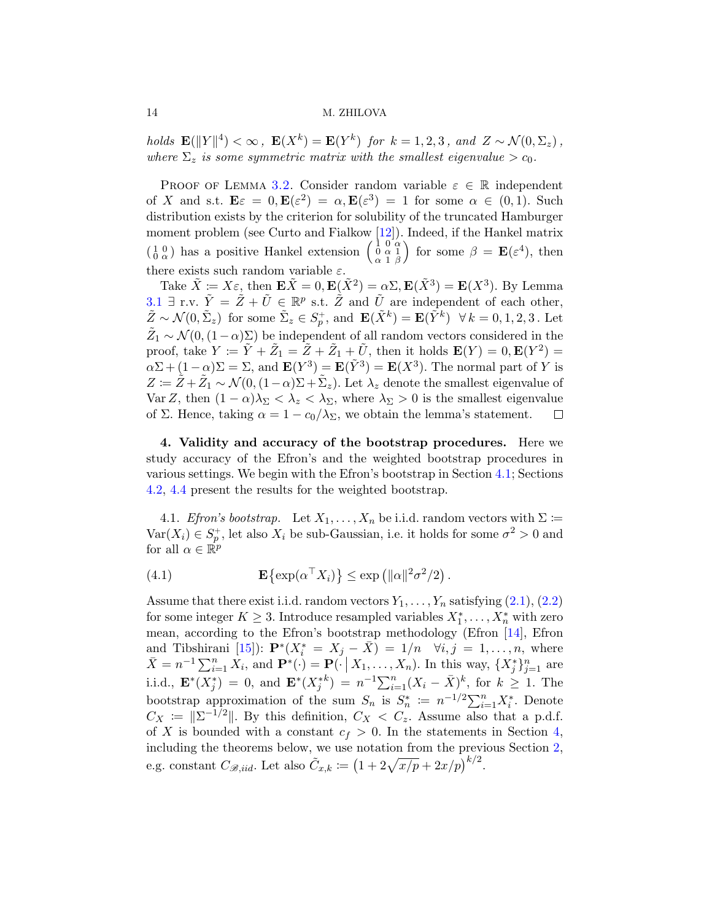*holds* $\mathbf{E}(\|Y\|^4) < \infty$ *,* $\mathbf{E}(X^k) = \mathbf{E}(Y^k)$ *for* $k = 1, 2, 3$ *, and* $Z \sim \mathcal{N}(0, \Sigma_z)$ *, where* $\Sigma_z$ *is some symmetric matrix with the smallest eigenvalue* $> c_0$*.*

Proof of Lemma 3.2. Consider random variable $\varepsilon \in \mathbb{R}$ independent of $X$ and s.t. $\mathbf{E}\varepsilon = 0, \mathbf{E}(\varepsilon^2) = \alpha, \mathbf{E}(\varepsilon^3) = 1$ for some $\alpha \in (0,1)$. Such distribution exists by the criterion for solubility of the truncated Hamburger moment problem (see Curto and Fialkow [12]). Indeed, if the Hankel matrix $\left(\begin{smallmatrix} 1 & 0 \\ 0 & \alpha \end{smallmatrix}\right)$ has a positive Hankel extension $\left(\begin{smallmatrix} 1 & 0 & \alpha \\ 0 & \alpha & 1 \\ \alpha & 1 & \beta \end{smallmatrix}\right)$ for some $\beta = \mathbf{E}(\varepsilon^4)$, then there exists such random variable $\varepsilon$.

Take $\tilde{X} := X\varepsilon$, then $\mathbf{E}\tilde{X} = 0, \mathbf{E}(\tilde{X}^2) = \alpha\Sigma, \mathbf{E}(\tilde{X}^3) = \mathbf{E}(X^3)$. By Lemma 3.1 $\exists$ r.v. $\tilde{Y} = \tilde{Z} + \tilde{U} \in \mathbb{R}^p$ s.t. $\tilde{Z}$ and $\tilde{U}$ are independent of each other, $\tilde{Z} \sim \mathcal{N}(0, \tilde{\Sigma}_z)$ for some $\tilde{\Sigma}_z \in S_p^+$, and $\mathbf{E}(\tilde{X}^k) = \mathbf{E}(\tilde{Y}^k) \ \ \forall\, k = 0, 1, 2, 3$. Let $\tilde{Z}_1 \sim \mathcal{N}(0, (1-\alpha)\Sigma)$ be independent of all random vectors considered in the proof, take $Y := \tilde{Y} + \tilde{Z}_1 = \tilde{Z} + \tilde{Z}_1 + \tilde{U}$, then it holds $\mathbf{E}(Y) = 0, \mathbf{E}(Y^2) = \alpha\Sigma + (1-\alpha)\Sigma = \Sigma$, and $\mathbf{E}(Y^3) = \mathbf{E}(\tilde{Y}^3) = \mathbf{E}(X^3)$. The normal part of $Y$ is $Z := \tilde{Z} + \tilde{Z}_1 \sim \mathcal{N}(0, (1-\alpha)\Sigma + \tilde{\Sigma}_z)$. Let $\lambda_z$ denote the smallest eigenvalue of $\operatorname{Var} Z$, then $(1-\alpha)\lambda_\Sigma < \lambda_z < \lambda_\Sigma$, where $\lambda_\Sigma > 0$ is the smallest eigenvalue of $\Sigma$. Hence, taking $\alpha = 1 - c_0/\lambda_\Sigma$, we obtain the lemma's statement. $\square$

## 4. Validity and accuracy of the bootstrap procedures.

Here we study accuracy of the Efron's and the weighted bootstrap procedures in various settings. We begin with the Efron's bootstrap in Section 4.1; Sections 4.2, 4.4 present the results for the weighted bootstrap.

### 4.1. *Efron's bootstrap.*

Let $X_1, \ldots, X_n$ be i.i.d. random vectors with $\Sigma := \operatorname{Var}(X_i) \in S_p^+$, let also $X_i$ be sub-Gaussian, i.e. it holds for some $\sigma^2 > 0$ and for all $\alpha \in \mathbb{R}^p$

$$
\mathbf{E}\bigl\{\exp(\alpha^\top X_i)\bigr\} \le \exp\bigl(\|\alpha\|^2\sigma^2/2\bigr). \tag{4.1}
$$

Assume that there exist i.i.d. random vectors $Y_1, \ldots, Y_n$ satisfying (2.1), (2.2) for some integer $K \ge 3$. Introduce resampled variables $X_1^*, \ldots, X_n^*$ with zero mean, according to the Efron's bootstrap methodology (Efron [14], Efron and Tibshirani [15]): $\mathbf{P}^*(X_i^* = X_j - \bar{X}) = 1/n \ \ \forall i, j = 1, \ldots, n$, where $\bar{X} = n^{-1}\sum_{i=1}^n X_i$, and $\mathbf{P}^*(\cdot) = \mathbf{P}(\cdot \,|\, X_1, \ldots, X_n)$. In this way, $\{X_j^*\}_{j=1}^n$ are i.i.d., $\mathbf{E}^*(X_j^*) = 0$, and $\mathbf{E}^*(X_j^{*k}) = n^{-1}\sum_{i=1}^n (X_i - \bar{X})^k$, for $k \ge 1$. The bootstrap approximation of the sum $S_n$ is $S_n^* := n^{-1/2}\sum_{i=1}^n X_i^*$. Denote $C_X := \|\Sigma^{-1/2}\|$. By this definition, $C_X < C_z$. Assume also that a p.d.f. of $X$ is bounded with a constant $c_f > 0$. In the statements in Section 4, including the theorems below, we use notation from the previous Section 2, e.g. constant $C_{\mathscr{B},iid}$. Let also $\tilde{C}_{x,k} := \bigl(1 + 2\sqrt{x/p} + 2x/p\bigr)^{k/2}$.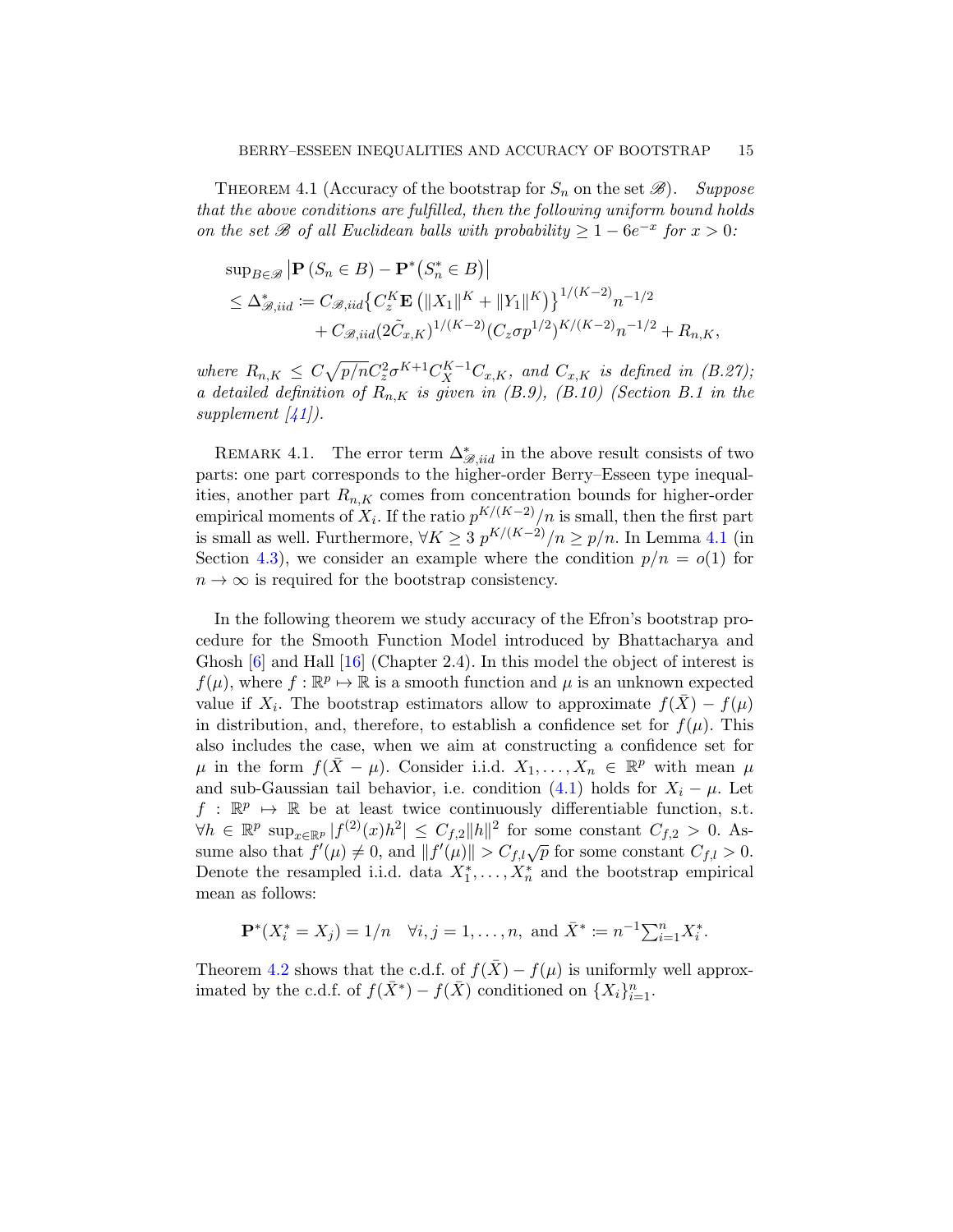THEOREM 4.1 (Accuracy of the bootstrap for $S_n$ on the set $\mathscr{B}$). *Suppose that the above conditions are fulfilled, then the following uniform bound holds on the set $\mathscr{B}$ of all Euclidean balls with probability $\geq 1 - 6e^{-x}$ for $x > 0$:*

$$
\begin{aligned}
&\sup_{B \in \mathscr{B}} \left| \mathbf{P}\left(S_n \in B\right) - \mathbf{P}^*\big(S_n^* \in B\big) \right| \\
&\leq \Delta^*_{\mathscr{B},iid} := C_{\mathscr{B},iid} \big\{ C_z^K \mathbf{E}\left( \|X_1\|^K + \|Y_1\|^K \right) \big\}^{1/(K-2)} n^{-1/2} \\
&\qquad + C_{\mathscr{B},iid} (2\tilde{C}_{x,K})^{1/(K-2)} (C_z \sigma p^{1/2})^{K/(K-2)} n^{-1/2} + R_{n,K},
\end{aligned}
$$

*where $R_{n,K} \leq C\sqrt{p/n}\, C_z^2 \sigma^{K+1} C_X^{K-1} C_{x,K}$, and $C_{x,K}$ is defined in (B.27); a detailed definition of $R_{n,K}$ is given in (B.9), (B.10) (Section B.1 in the supplement [41]).*

REMARK 4.1. The error term $\Delta^*_{\mathscr{B},iid}$ in the above result consists of two parts: one part corresponds to the higher-order Berry–Esseen type inequalities, another part $R_{n,K}$ comes from concentration bounds for higher-order empirical moments of $X_i$. If the ratio $p^{K/(K-2)}/n$ is small, then the first part is small as well. Furthermore, $\forall K \geq 3$ $p^{K/(K-2)}/n \geq p/n$. In Lemma 4.1 (in Section 4.3), we consider an example where the condition $p/n = o(1)$ for $n \to \infty$ is required for the bootstrap consistency.

In the following theorem we study accuracy of the Efron's bootstrap procedure for the Smooth Function Model introduced by Bhattacharya and Ghosh [6] and Hall [16] (Chapter 2.4). In this model the object of interest is $f(\mu)$, where $f : \mathbb{R}^p \mapsto \mathbb{R}$ is a smooth function and $\mu$ is an unknown expected value if $X_i$. The bootstrap estimators allow to approximate $f(\bar{X}) - f(\mu)$ in distribution, and, therefore, to establish a confidence set for $f(\mu)$. This also includes the case, when we aim at constructing a confidence set for $\mu$ in the form $f(\bar{X} - \mu)$. Consider i.i.d. $X_1, \ldots, X_n \in \mathbb{R}^p$ with mean $\mu$ and sub-Gaussian tail behavior, i.e. condition (4.1) holds for $X_i - \mu$. Let $f : \mathbb{R}^p \mapsto \mathbb{R}$ be at least twice continuously differentiable function, s.t. $\forall h \in \mathbb{R}^p$ $\sup_{x \in \mathbb{R}^p} |f^{(2)}(x)h^2| \leq C_{f,2}\|h\|^2$ for some constant $C_{f,2} > 0$. Assume also that $f'(\mu) \neq 0$, and $\|f'(\mu)\| > C_{f,l}\sqrt{p}$ for some constant $C_{f,l} > 0$. Denote the resampled i.i.d. data $X_1^*, \ldots, X_n^*$ and the bootstrap empirical mean as follows:

$$
\mathbf{P}^*(X_i^* = X_j) = 1/n \quad \forall i, j = 1, \ldots, n, \text{ and } \bar{X}^* := n^{-1} \textstyle\sum_{i=1}^n X_i^*.
$$

Theorem 4.2 shows that the c.d.f. of $f(\bar{X}) - f(\mu)$ is uniformly well approximated by the c.d.f. of $f(\bar{X}^*) - f(\bar{X})$ conditioned on $\{X_i\}_{i=1}^n$.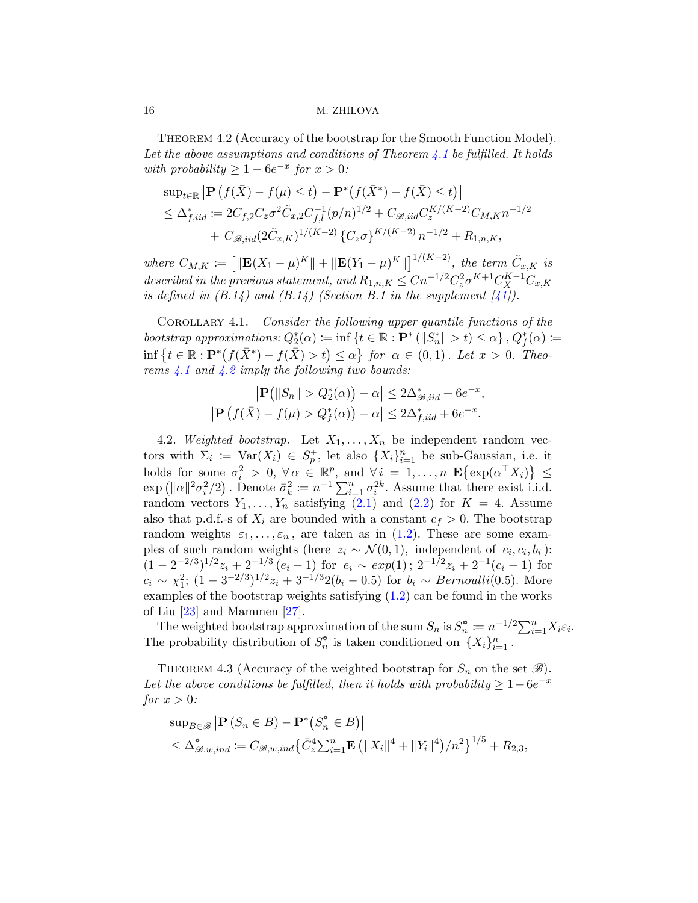Theorem 4.2 (Accuracy of the bootstrap for the Smooth Function Model). *Let the above assumptions and conditions of Theorem 4.1 be fulfilled. It holds with probability $\geq 1 - 6e^{-x}$ for $x > 0$:*

$$
\begin{aligned}
&\sup_{t\in\mathbb{R}} \left|\mathbf{P}\left(f(\bar{X}) - f(\mu) \leq t\right) - \mathbf{P}^{*}\big(f(\bar{X}^{*}) - f(\bar{X}) \leq t\big)\right| \\
&\leq \Delta^{*}_{f,iid} \coloneqq 2C_{f,2}C_{z}\sigma^{2}\tilde{C}_{x,2}C_{f,l}^{-1}(p/n)^{1/2} + C_{\mathscr{B},iid}C_{z}^{K/(K-2)}C_{M,K}n^{-1/2} \\
&\quad + C_{\mathscr{B},iid}(2\tilde{C}_{x,K})^{1/(K-2)}\left\{C_{z}\sigma\right\}^{K/(K-2)}n^{-1/2} + R_{1,n,K},
\end{aligned}
$$

*where $C_{M,K} \coloneqq \left[\|\mathbf{E}(X_1-\mu)^{K}\| + \|\mathbf{E}(Y_1-\mu)^{K}\|\right]^{1/(K-2)}$, the term $\tilde{C}_{x,K}$ is described in the previous statement, and $R_{1,n,K} \leq Cn^{-1/2}C_z^2\sigma^{K+1}C_X^{K-1}C_{x,K}$ is defined in (B.14) and (B.14) (Section B.1 in the supplement [41]).*

Corollary 4.1. *Consider the following upper quantile functions of the bootstrap approximations: $Q_2^{*}(\alpha) \coloneqq \inf\left\{t \in \mathbb{R} : \mathbf{P}^{*}\left(\|S_n^{*}\| > t\right) \leq \alpha\right\}$, $Q_f^{*}(\alpha) \coloneqq \inf\left\{t \in \mathbb{R} : \mathbf{P}^{*}\big(f(\bar{X}^{*}) - f(\bar{X}) > t\big) \leq \alpha\right\}$ for $\alpha \in (0,1)$. Let $x > 0$. Theorems 4.1 and 4.2 imply the following two bounds:*

$$
\begin{aligned}
\left|\mathbf{P}\big(\|S_n\| > Q_2^{*}(\alpha)\big) - \alpha\right| &\leq 2\Delta^{*}_{\mathscr{B},iid} + 6e^{-x}, \\
\left|\mathbf{P}\left(f(\bar{X}) - f(\mu) > Q_f^{*}(\alpha)\right) - \alpha\right| &\leq 2\Delta^{*}_{f,iid} + 6e^{-x}.
\end{aligned}
$$

4.2. *Weighted bootstrap.* Let $X_1,\ldots,X_n$ be independent random vectors with $\Sigma_i \coloneqq \operatorname{Var}(X_i) \in S_p^{+}$, let also $\{X_i\}_{i=1}^{n}$ be sub-Gaussian, i.e. it holds for some $\sigma_i^2 > 0$, $\forall\, \alpha \in \mathbb{R}^p$, and $\forall\, i = 1,\ldots,n$ $\mathbf{E}\big\{\exp(\alpha^{\top}X_i)\big\} \leq \exp\left(\|\alpha\|^2\sigma_i^2/2\right)$. Denote $\bar{\sigma}_k^2 \coloneqq n^{-1}\sum_{i=1}^{n}\sigma_i^{2k}$. Assume that there exist i.i.d. random vectors $Y_1,\ldots,Y_n$ satisfying (2.1) and (2.2) for $K = 4$. Assume also that p.d.f.-s of $X_i$ are bounded with a constant $c_f > 0$. The bootstrap random weights $\varepsilon_1,\ldots,\varepsilon_n$, are taken as in (1.2). These are some examples of such random weights (here $z_i \sim \mathcal{N}(0,1)$, independent of $e_i, c_i, b_i$): $(1-2^{-2/3})^{1/2}z_i + 2^{-1/3}(e_i - 1)$ for $e_i \sim exp(1)$; $2^{-1/2}z_i + 2^{-1}(c_i - 1)$ for $c_i \sim \chi_1^2$; $(1-3^{-2/3})^{1/2}z_i + 3^{-1/3}2(b_i - 0.5)$ for $b_i \sim Bernoulli(0.5)$. More examples of the bootstrap weights satisfying (1.2) can be found in the works of Liu [23] and Mammen [27].

The weighted bootstrap approximation of the sum $S_n$ is $S_n^{\circ} \coloneqq n^{-1/2}\sum_{i=1}^{n}X_i\varepsilon_i$. The probability distribution of $S_n^{\circ}$ is taken conditioned on $\{X_i\}_{i=1}^{n}$.

Theorem 4.3 (Accuracy of the weighted bootstrap for $S_n$ on the set $\mathscr{B}$). *Let the above conditions be fulfilled, then it holds with probability $\geq 1-6e^{-x}$ for $x > 0$:*

$$
\begin{aligned}
&\sup_{B\in\mathscr{B}} \left|\mathbf{P}\left(S_n \in B\right) - \mathbf{P}^{*}\big(S_n^{\circ} \in B\big)\right| \\
&\leq \Delta^{\circ}_{\mathscr{B},w,ind} \coloneqq C_{\mathscr{B},w,ind}\big\{\bar{C}_z^4\textstyle\sum_{i=1}^{n}\mathbf{E}\left(\|X_i\|^4 + \|Y_i\|^4\right)/n^2\big\}^{1/5} + R_{2,3},
\end{aligned}
$$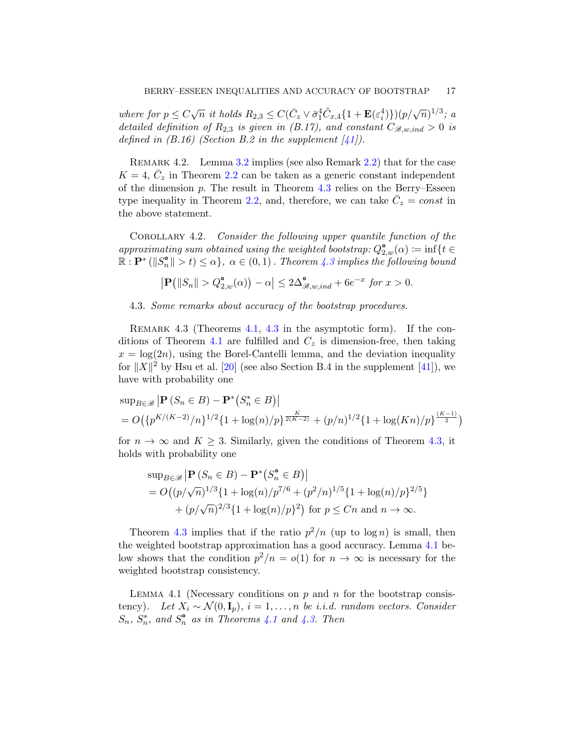*where for $p \le C\sqrt{n}$ it holds $R_{2,3} \le C(\bar{C}_z \vee \bar{\sigma}_1^4 \tilde{C}_{x,4}\{1 + \mathbf{E}(\varepsilon_i^4)\})(p/\sqrt{n})^{1/3}$; a detailed definition of $R_{2,3}$ is given in (B.17), and constant $C_{\mathscr{B},w,ind} > 0$ is defined in (B.16) (Section B.2 in the supplement [41]).*

Remark 4.2. Lemma 3.2 implies (see also Remark 2.2) that for the case $K = 4$, $\bar{C}_z$ in Theorem 2.2 can be taken as a generic constant independent of the dimension $p$. The result in Theorem 4.3 relies on the Berry–Esseen type inequality in Theorem 2.2, and, therefore, we can take $\bar{C}_z = const$ in the above statement.

Corollary 4.2. *Consider the following upper quantile function of the approximating sum obtained using the weighted bootstrap: $Q^{\circ}_{2,w}(\alpha) := \inf\{t \in \mathbb{R} : \mathbf{P}^*(\|S^{\circ}_n\| > t) \le \alpha\}$, $\alpha \in (0,1)$. Theorem 4.3 implies the following bound*

$$\left|\mathbf{P}\big(\|S_n\| > Q^{\circ}_{2,w}(\alpha)\big) - \alpha\right| \le 2\Delta^{\circ}_{\mathscr{B},w,ind} + 6e^{-x} \text{ for } x > 0.$$

### 4.3. *Some remarks about accuracy of the bootstrap procedures.*

Remark 4.3 (Theorems 4.1, 4.3 in the asymptotic form). If the conditions of Theorem 4.1 are fulfilled and $C_z$ is dimension-free, then taking $x = \log(2n)$, using the Borel-Cantelli lemma, and the deviation inequality for $\|X\|^2$ by Hsu et al. [20] (see also Section B.4 in the supplement [41]), we have with probability one

$$\begin{aligned}
&\sup_{B\in\mathscr{B}}\left|\mathbf{P}\left(S_n \in B\right) - \mathbf{P}^*\big(S^*_n \in B\big)\right| \\
&= O\big(\{p^{K/(K-2)}/n\}^{1/2}\{1+\log(n)/p\}^{\frac{K}{2(K-2)}} + (p/n)^{1/2}\{1+\log(Kn)/p\}^{\frac{(K-1)}{2}}\big)
\end{aligned}$$

for $n \to \infty$ and $K \ge 3$. Similarly, given the conditions of Theorem 4.3, it holds with probability one

$$\begin{aligned}
&\sup_{B\in\mathscr{B}}\left|\mathbf{P}\left(S_n \in B\right) - \mathbf{P}^*\big(S^{\circ}_n \in B\big)\right| \\
&= O\big((p/\sqrt{n})^{1/3}\{1+\log(n)/p^{7/6} + (p^2/n)^{1/5}\{1+\log(n)/p\}^{2/5}\} \\
&\qquad + (p/\sqrt{n})^{2/3}\{1+\log(n)/p\}^2\big) \text{ for } p \le Cn \text{ and } n \to \infty.
\end{aligned}$$

Theorem 4.3 implies that if the ratio $p^2/n$ (up to $\log n$) is small, then the weighted bootstrap approximation has a good accuracy. Lemma 4.1 below shows that the condition $p^2/n = o(1)$ for $n \to \infty$ is necessary for the weighted bootstrap consistency.

Lemma 4.1 (Necessary conditions on $p$ and $n$ for the bootstrap consistency). *Let $X_i \sim \mathcal{N}(0, \mathbf{I}_p)$, $i = 1, \dots, n$ be i.i.d. random vectors. Consider $S_n$, $S^*_n$, and $S^{\circ}_n$ as in Theorems 4.1 and 4.3. Then*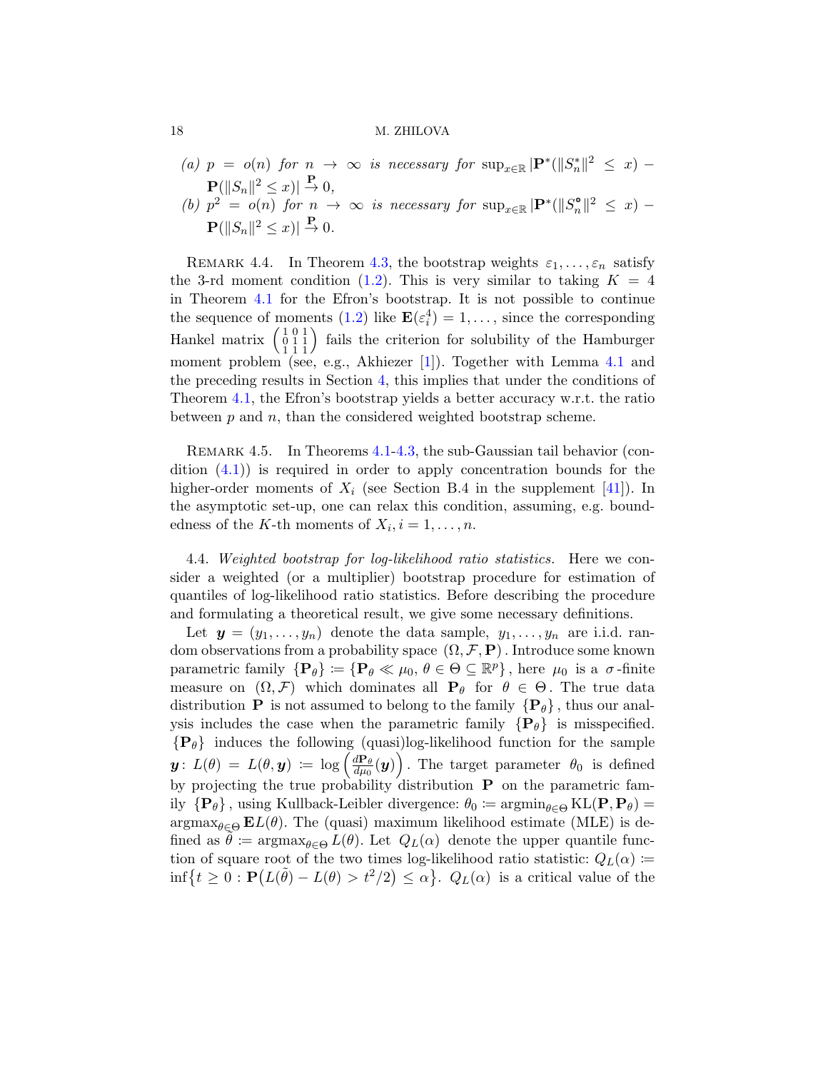(a) $p = o(n)$ for $n \to \infty$ is necessary for $\sup_{x\in\mathbb{R}} |\mathbf{P}^*(\|S_n^*\|^2 \le x) - \mathbf{P}(\|S_n\|^2 \le x)| \overset{\mathbf{P}}{\to} 0$,

(b) $p^2 = o(n)$ for $n \to \infty$ is necessary for $\sup_{x\in\mathbb{R}} |\mathbf{P}^*(\|S_n^{\circ}\|^2 \le x) - \mathbf{P}(\|S_n\|^2 \le x)| \overset{\mathbf{P}}{\to} 0$.

Remark 4.4. In Theorem 4.3, the bootstrap weights $\varepsilon_1, \ldots, \varepsilon_n$ satisfy the 3-rd moment condition (1.2). This is very similar to taking $K = 4$ in Theorem 4.1 for the Efron's bootstrap. It is not possible to continue the sequence of moments (1.2) like $\mathbf{E}(\varepsilon_i^4) = 1, \ldots$, since the corresponding Hankel matrix $\left(\begin{smallmatrix} 1 & 0 & 1 \\ 0 & 1 & 1 \\ 1 & 1 & 1 \end{smallmatrix}\right)$ fails the criterion for solubility of the Hamburger moment problem (see, e.g., Akhiezer [1]). Together with Lemma 4.1 and the preceding results in Section 4, this implies that under the conditions of Theorem 4.1, the Efron's bootstrap yields a better accuracy w.r.t. the ratio between $p$ and $n$, than the considered weighted bootstrap scheme.

Remark 4.5. In Theorems 4.1-4.3, the sub-Gaussian tail behavior (condition (4.1)) is required in order to apply concentration bounds for the higher-order moments of $X_i$ (see Section B.4 in the supplement [41]). In the asymptotic set-up, one can relax this condition, assuming, e.g. boundedness of the $K$-th moments of $X_i, i = 1, \ldots, n$.

4.4. *Weighted bootstrap for log-likelihood ratio statistics.* Here we consider a weighted (or a multiplier) bootstrap procedure for estimation of quantiles of log-likelihood ratio statistics. Before describing the procedure and formulating a theoretical result, we give some necessary definitions.

Let $\boldsymbol{y} = (y_1, \ldots, y_n)$ denote the data sample, $y_1, \ldots, y_n$ are i.i.d. random observations from a probability space $(\Omega, \mathcal{F}, \mathbf{P})$. Introduce some known parametric family $\{\mathbf{P}_\theta\} := \{\mathbf{P}_\theta \ll \mu_0, \, \theta \in \Theta \subseteq \mathbb{R}^p\}$, here $\mu_0$ is a $\sigma$-finite measure on $(\Omega, \mathcal{F})$ which dominates all $\mathbf{P}_\theta$ for $\theta \in \Theta$. The true data distribution $\mathbf{P}$ is not assumed to belong to the family $\{\mathbf{P}_\theta\}$, thus our analysis includes the case when the parametric family $\{\mathbf{P}_\theta\}$ is misspecified. $\{\mathbf{P}_\theta\}$ induces the following (quasi)log-likelihood function for the sample $\boldsymbol{y}$: $L(\theta) = L(\theta, \boldsymbol{y}) := \log\left(\frac{d\mathbf{P}_\theta}{d\mu_0}(\boldsymbol{y})\right)$. The target parameter $\theta_0$ is defined by projecting the true probability distribution $\mathbf{P}$ on the parametric family $\{\mathbf{P}_\theta\}$, using Kullback-Leibler divergence: $\theta_0 := \operatorname{argmin}_{\theta\in\Theta} \mathrm{KL}(\mathbf{P}, \mathbf{P}_\theta) = \operatorname{argmax}_{\theta\in\Theta} \mathbf{E}L(\theta)$. The (quasi) maximum likelihood estimate (MLE) is defined as $\tilde{\theta} := \operatorname{argmax}_{\theta\in\Theta} L(\theta)$. Let $Q_L(\alpha)$ denote the upper quantile function of square root of the two times log-likelihood ratio statistic: $Q_L(\alpha) := \inf\{t \ge 0 : \mathbf{P}\big(L(\tilde{\theta}) - L(\theta) > t^2/2\big) \le \alpha\}$. $Q_L(\alpha)$ is a critical value of the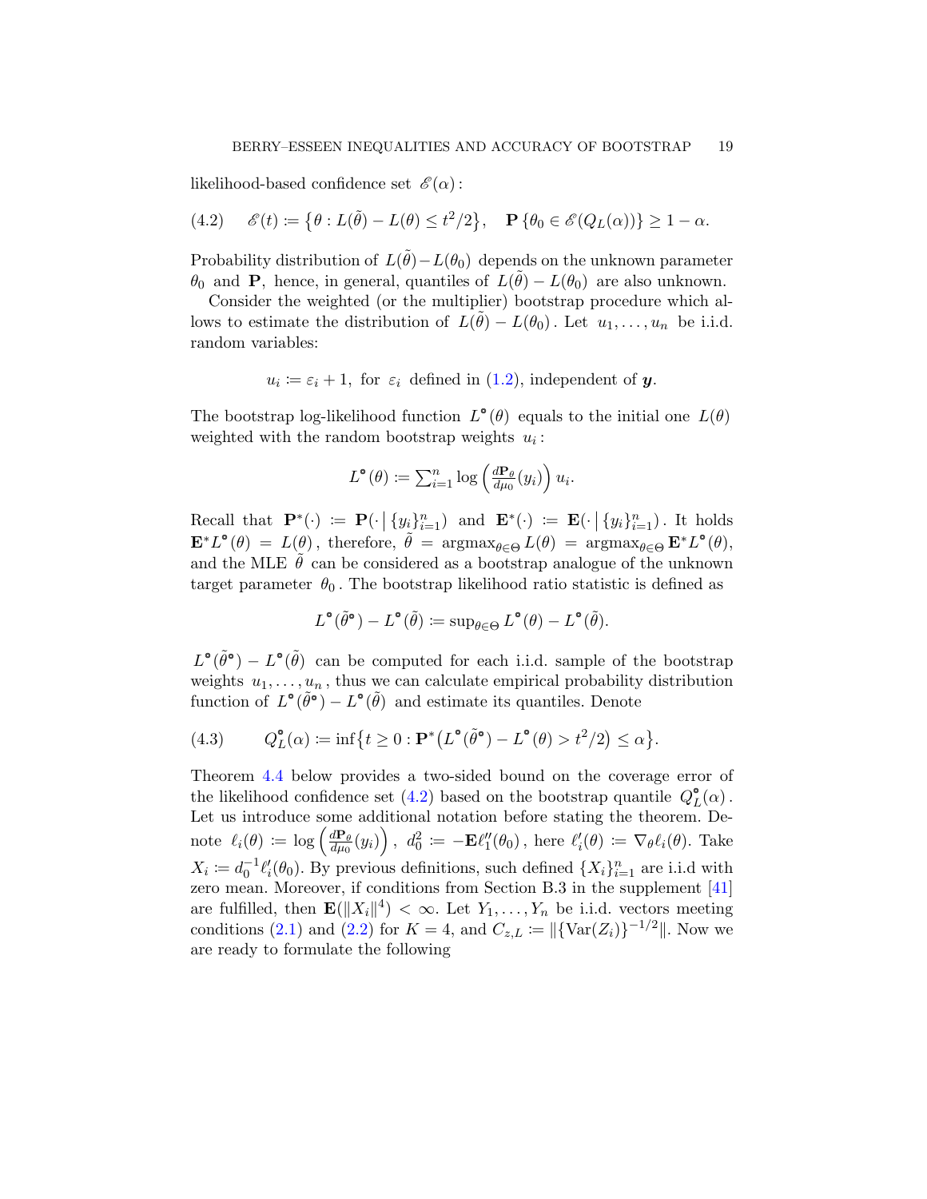likelihood-based confidence set $\mathscr{E}(\alpha)$:

$$
\mathscr{E}(t) \coloneqq \left\{\theta : L(\tilde{\theta}) - L(\theta) \le t^2/2\right\}, \quad \mathbf{P}\left\{\theta_0 \in \mathscr{E}(Q_L(\alpha))\right\} \ge 1 - \alpha. \tag{4.2}
$$

Probability distribution of $L(\tilde{\theta}) - L(\theta_0)$ depends on the unknown parameter $\theta_0$ and $\mathbf{P}$, hence, in general, quantiles of $L(\tilde{\theta}) - L(\theta_0)$ are also unknown.

Consider the weighted (or the multiplier) bootstrap procedure which allows to estimate the distribution of $L(\tilde{\theta}) - L(\theta_0)$. Let $u_1, \ldots, u_n$ be i.i.d. random variables:

$$
u_i \coloneqq \varepsilon_i + 1, \text{ for } \varepsilon_i \text{ defined in (1.2), independent of } \boldsymbol{y}.
$$

The bootstrap log-likelihood function $L^{\circ}(\theta)$ equals to the initial one $L(\theta)$ weighted with the random bootstrap weights $u_i$:

$$
L^{\circ}(\theta) \coloneqq \textstyle\sum_{i=1}^{n} \log\left(\frac{d\mathbf{P}_\theta}{d\mu_0}(y_i)\right) u_i.
$$

Recall that $\mathbf{P}^*(\cdot) \coloneqq \mathbf{P}(\cdot \,|\, \{y_i\}_{i=1}^n)$ and $\mathbf{E}^*(\cdot) \coloneqq \mathbf{E}(\cdot \,|\, \{y_i\}_{i=1}^n)$. It holds $\mathbf{E}^* L^{\circ}(\theta) = L(\theta)$, therefore, $\tilde{\theta} = \operatorname{argmax}_{\theta\in\Theta} L(\theta) = \operatorname{argmax}_{\theta\in\Theta} \mathbf{E}^* L^{\circ}(\theta)$, and the MLE $\tilde{\theta}$ can be considered as a bootstrap analogue of the unknown target parameter $\theta_0$. The bootstrap likelihood ratio statistic is defined as

$$
L^{\circ}(\tilde{\theta}^{\circ}) - L^{\circ}(\tilde{\theta}) \coloneqq \textstyle\sup_{\theta\in\Theta} L^{\circ}(\theta) - L^{\circ}(\tilde{\theta}).
$$

$L^{\circ}(\tilde{\theta}^{\circ}) - L^{\circ}(\tilde{\theta})$ can be computed for each i.i.d. sample of the bootstrap weights $u_1, \ldots, u_n$, thus we can calculate empirical probability distribution function of $L^{\circ}(\tilde{\theta}^{\circ}) - L^{\circ}(\tilde{\theta})$ and estimate its quantiles. Denote

$$
Q_L^{\circ}(\alpha) \coloneqq \inf\left\{t \ge 0 : \mathbf{P}^*\left(L^{\circ}(\tilde{\theta}^{\circ}) - L^{\circ}(\theta) > t^2/2\right) \le \alpha\right\}. \tag{4.3}
$$

Theorem 4.4 below provides a two-sided bound on the coverage error of the likelihood confidence set (4.2) based on the bootstrap quantile $Q_L^{\circ}(\alpha)$. Let us introduce some additional notation before stating the theorem. Denote $\ell_i(\theta) \coloneqq \log\left(\frac{d\mathbf{P}_\theta}{d\mu_0}(y_i)\right)$, $d_0^2 \coloneqq -\mathbf{E}\ell_1''(\theta_0)$, here $\ell_i'(\theta) \coloneqq \nabla_\theta \ell_i(\theta)$. Take $X_i \coloneqq d_0^{-1}\ell_i'(\theta_0)$. By previous definitions, such defined $\{X_i\}_{i=1}^n$ are i.i.d with zero mean. Moreover, if conditions from Section B.3 in the supplement [41] are fulfilled, then $\mathbf{E}(\|X_i\|^4) < \infty$. Let $Y_1, \ldots, Y_n$ be i.i.d. vectors meeting conditions (2.1) and (2.2) for $K = 4$, and $C_{z,L} \coloneqq \|\{\operatorname{Var}(Z_i)\}^{-1/2}\|$. Now we are ready to formulate the following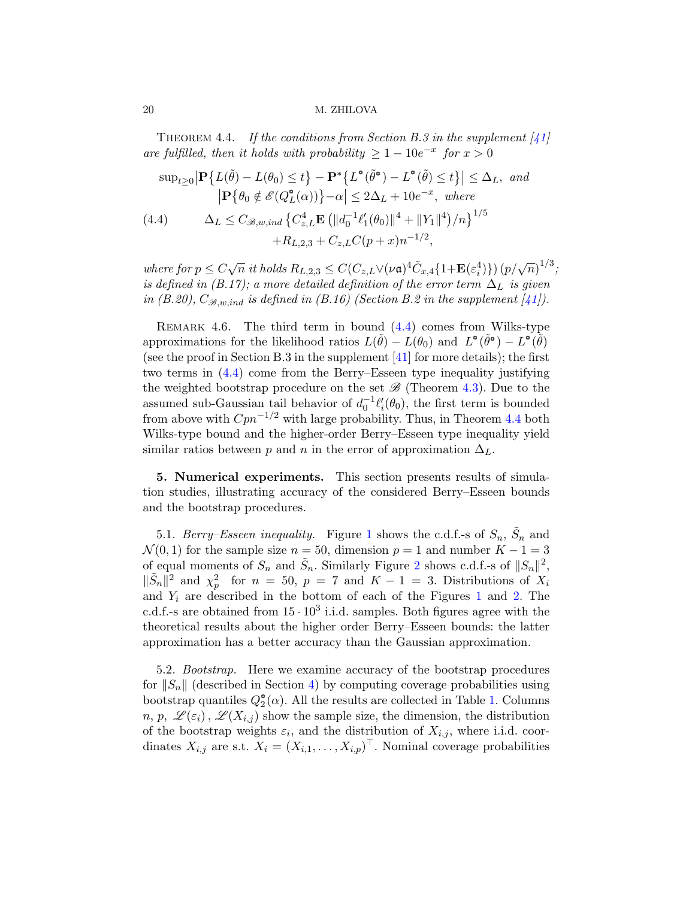**Theorem 4.4.** *If the conditions from Section B.3 in the supplement [41] are fulfilled, then it holds with probability $\geq 1 - 10e^{-x}$ for $x > 0$*

$$
\sup_{t \geq 0} \left| \mathbf{P}\left\{ L(\tilde{\theta}) - L(\theta_0) \leq t \right\} - \mathbf{P}^{*}\left\{ L^{\circ}(\tilde{\theta}^{\circ}) - L^{\circ}(\tilde{\theta}) \leq t \right\} \right| \leq \Delta_L, \text{ and}
$$

$$
\left| \mathbf{P}\left\{ \theta_0 \notin \mathscr{E}(Q_L^{\circ}(\alpha)) \right\} - \alpha \right| \leq 2\Delta_L + 10e^{-x}, \text{ where}
$$

$$
\Delta_L \leq C_{\mathscr{B},w,ind} \left\{ C_{z,L}^4 \mathbf{E}\left( \| d_0^{-1} \ell_1'(\theta_0) \|^4 + \| Y_1 \|^4 \right) / n \right\}^{1/5} + R_{L,2,3} + C_{z,L} C (p + x) n^{-1/2}, \tag{4.4}
$$

*where for $p \leq C\sqrt{n}$ it holds $R_{L,2,3} \leq C(C_{z,L} \vee (\nu \mathfrak{a})^4 \tilde{C}_{x,4}\{1 + \mathbf{E}(\varepsilon_i^4)\}) (p/\sqrt{n})^{1/3}$; is defined in (B.17); a more detailed definition of the error term $\Delta_L$ is given in (B.20), $C_{\mathscr{B},w,ind}$ is defined in (B.16) (Section B.2 in the supplement [41]).*

Remark 4.6. The third term in bound (4.4) comes from Wilks-type approximations for the likelihood ratios $L(\tilde{\theta}) - L(\theta_0)$ and $L^{\circ}(\tilde{\theta}^{\circ}) - L^{\circ}(\tilde{\theta})$ (see the proof in Section B.3 in the supplement [41] for more details); the first two terms in (4.4) come from the Berry–Esseen type inequality justifying the weighted bootstrap procedure on the set $\mathscr{B}$ (Theorem 4.3). Due to the assumed sub-Gaussian tail behavior of $d_0^{-1}\ell_i'(\theta_0)$, the first term is bounded from above with $Cpn^{-1/2}$ with large probability. Thus, in Theorem 4.4 both Wilks-type bound and the higher-order Berry–Esseen type inequality yield similar ratios between $p$ and $n$ in the error of approximation $\Delta_L$.

## 5. Numerical experiments.

This section presents results of simulation studies, illustrating accuracy of the considered Berry–Esseen bounds and the bootstrap procedures.

5.1. *Berry–Esseen inequality.* Figure 1 shows the c.d.f.-s of $S_n$, $\tilde{S}_n$ and $\mathcal{N}(0,1)$ for the sample size $n = 50$, dimension $p = 1$ and number $K - 1 = 3$ of equal moments of $S_n$ and $\tilde{S}_n$. Similarly Figure 2 shows c.d.f.-s of $\|S_n\|^2$, $\|\tilde{S}_n\|^2$ and $\chi_p^2$ for $n = 50$, $p = 7$ and $K - 1 = 3$. Distributions of $X_i$ and $Y_i$ are described in the bottom of each of the Figures 1 and 2. The c.d.f.-s are obtained from $15 \cdot 10^3$ i.i.d. samples. Both figures agree with the theoretical results about the higher order Berry–Esseen bounds: the latter approximation has a better accuracy than the Gaussian approximation.

5.2. *Bootstrap.* Here we examine accuracy of the bootstrap procedures for $\|S_n\|$ (described in Section 4) by computing coverage probabilities using bootstrap quantiles $Q_2^{\circ}(\alpha)$. All the results are collected in Table 1. Columns $n$, $p$, $\mathscr{L}(\varepsilon_i)$, $\mathscr{L}(X_{i,j})$ show the sample size, the dimension, the distribution of the bootstrap weights $\varepsilon_i$, and the distribution of $X_{i,j}$, where i.i.d. coordinates $X_{i,j}$ are s.t. $X_i = (X_{i,1}, \ldots, X_{i,p})^{\top}$. Nominal coverage probabilities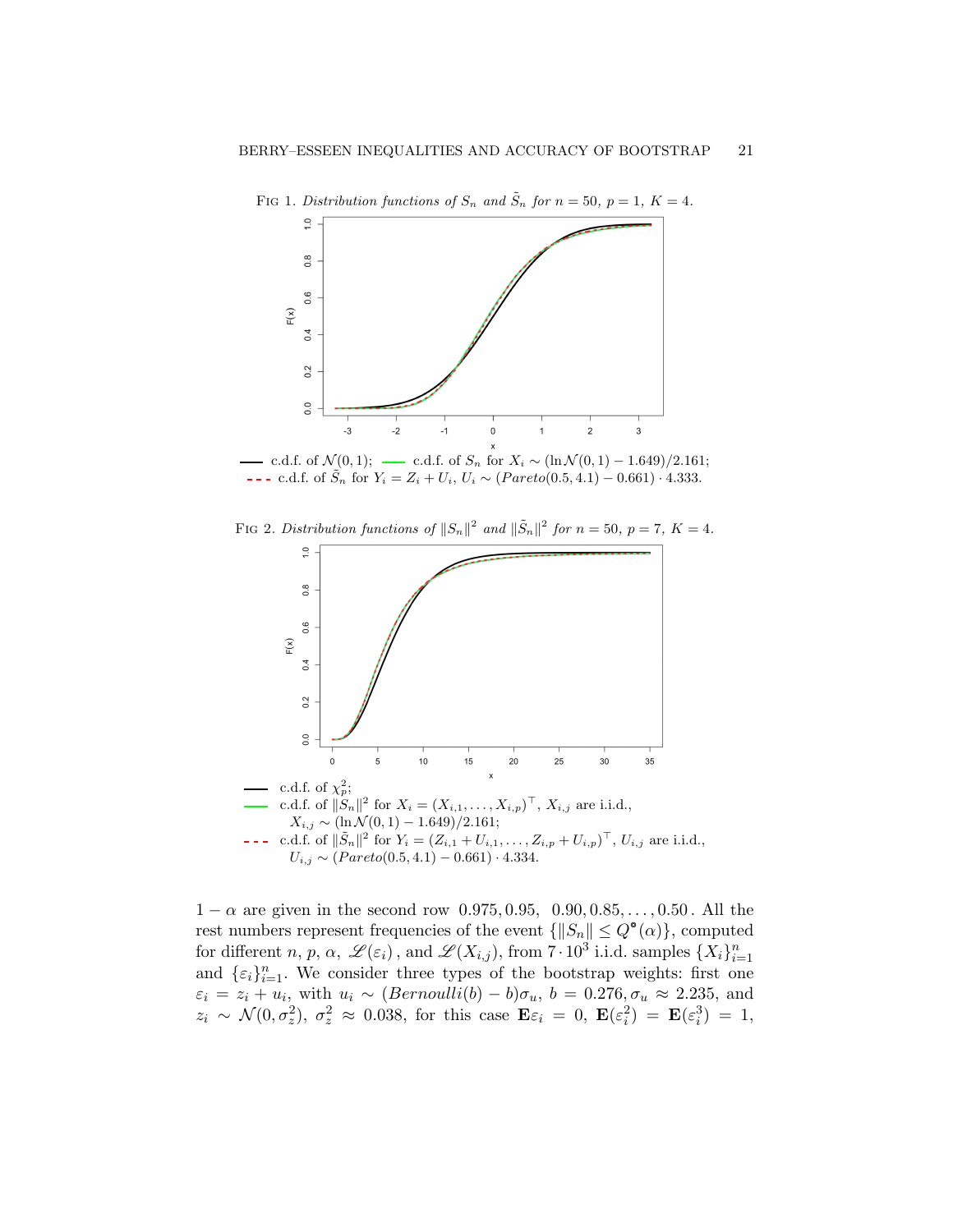FIG 1. *Distribution functions of $S_n$ and $\tilde{S}_n$ for $n = 50$, $p = 1$, $K = 4$.*

— c.d.f. of $\mathcal{N}(0,1)$; — c.d.f. of $S_n$ for $X_i \sim (\ln \mathcal{N}(0,1) - 1.649)/2.161$;
- - - c.d.f. of $\tilde{S}_n$ for $Y_i = Z_i + U_i$, $U_i \sim (Pareto(0.5, 4.1) - 0.661) \cdot 4.333$.

FIG 2. *Distribution functions of $\|S_n\|^2$ and $\|\tilde{S}_n\|^2$ for $n = 50$, $p = 7$, $K = 4$.*

— c.d.f. of $\chi^2_p$;
— c.d.f. of $\|S_n\|^2$ for $X_i = (X_{i,1}, \dots, X_{i,p})^\top$, $X_{i,j}$ are i.i.d., $X_{i,j} \sim (\ln \mathcal{N}(0,1) - 1.649)/2.161$;
- - - c.d.f. of $\|\tilde{S}_n\|^2$ for $Y_i = (Z_{i,1} + U_{i,1}, \dots, Z_{i,p} + U_{i,p})^\top$, $U_{i,j}$ are i.i.d., $U_{i,j} \sim (Pareto(0.5, 4.1) - 0.661) \cdot 4.334$.

$1 - \alpha$ are given in the second row $0.975, 0.95, \ 0.90, 0.85, \dots, 0.50$. All the rest numbers represent frequencies of the event $\{\|S_n\| \le Q^{\mathbf{*}}(\alpha)\}$, computed for different $n$, $p$, $\alpha$, $\mathscr{L}(\varepsilon_i)$, and $\mathscr{L}(X_{i,j})$, from $7 \cdot 10^3$ i.i.d. samples $\{X_i\}_{i=1}^n$ and $\{\varepsilon_i\}_{i=1}^n$. We consider three types of the bootstrap weights: first one $\varepsilon_i = z_i + u_i$, with $u_i \sim (Bernoulli(b) - b)\sigma_u$, $b = 0.276, \sigma_u \approx 2.235$, and $z_i \sim \mathcal{N}(0, \sigma_z^2)$, $\sigma_z^2 \approx 0.038$, for this case $\mathbf{E}\varepsilon_i = 0$, $\mathbf{E}(\varepsilon_i^2) = \mathbf{E}(\varepsilon_i^3) = 1$,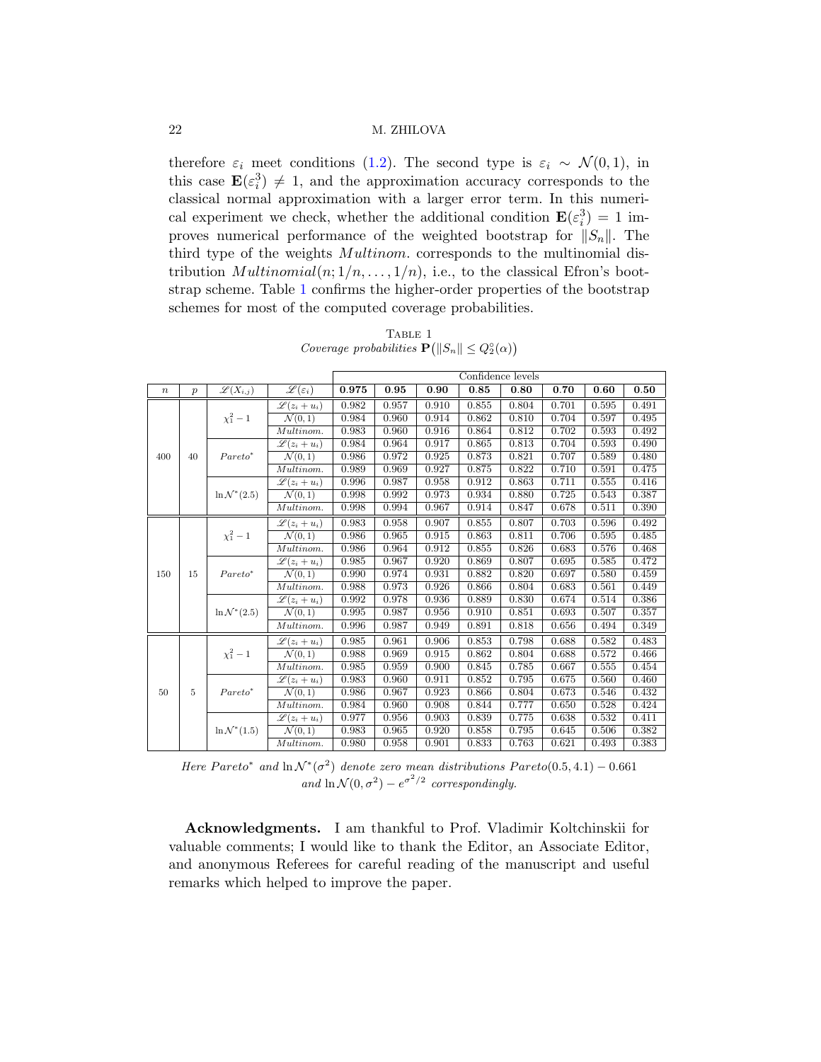therefore $\varepsilon_i$ meet conditions (1.2). The second type is $\varepsilon_i \sim \mathcal{N}(0,1)$, in this case $\mathbf{E}(\varepsilon_i^3) \neq 1$, and the approximation accuracy corresponds to the classical normal approximation with a larger error term. In this numerical experiment we check, whether the additional condition $\mathbf{E}(\varepsilon_i^3) = 1$ improves numerical performance of the weighted bootstrap for $\|S_n\|$. The third type of the weights *Multinom.* corresponds to the multinomial distribution $Multinomial(n; 1/n, \ldots, 1/n)$, i.e., to the classical Efron's bootstrap scheme. Table 1 confirms the higher-order properties of the bootstrap schemes for most of the computed coverage probabilities.

TABLE 1
*Coverage probabilities* $\mathbf{P}\big(\|S_n\| \le Q_2^{\circ}(\alpha)\big)$

| | | | | Confidence levels | | | | | | | |
|---|---|---|---|---|---|---|---|---|---|---|---|
| $n$ | $p$ | $\mathscr{L}(X_{i,j})$ | $\mathscr{L}(\varepsilon_i)$ | **0.975** | **0.95** | **0.90** | **0.85** | **0.80** | **0.70** | **0.60** | **0.50** |
| 400 | 40 | $\chi_1^2 - 1$ | $\mathscr{L}(z_i + u_i)$ | 0.982 | 0.957 | 0.910 | 0.855 | 0.804 | 0.701 | 0.595 | 0.491 |
| | | | $\mathcal{N}(0,1)$ | 0.984 | 0.960 | 0.914 | 0.862 | 0.810 | 0.704 | 0.597 | 0.495 |
| | | | *Multinom.* | 0.983 | 0.960 | 0.916 | 0.864 | 0.812 | 0.702 | 0.593 | 0.492 |
| | | $Pareto^*$ | $\mathscr{L}(z_i + u_i)$ | 0.984 | 0.964 | 0.917 | 0.865 | 0.813 | 0.704 | 0.593 | 0.490 |
| | | | $\mathcal{N}(0,1)$ | 0.986 | 0.972 | 0.925 | 0.873 | 0.821 | 0.707 | 0.589 | 0.480 |
| | | | *Multinom.* | 0.989 | 0.969 | 0.927 | 0.875 | 0.822 | 0.710 | 0.591 | 0.475 |
| | | $\ln\mathcal{N}^*(2.5)$ | $\mathscr{L}(z_i + u_i)$ | 0.996 | 0.987 | 0.958 | 0.912 | 0.863 | 0.711 | 0.555 | 0.416 |
| | | | $\mathcal{N}(0,1)$ | 0.998 | 0.992 | 0.973 | 0.934 | 0.880 | 0.725 | 0.543 | 0.387 |
| | | | *Multinom.* | 0.998 | 0.994 | 0.967 | 0.914 | 0.847 | 0.678 | 0.511 | 0.390 |
| 150 | 15 | $\chi_1^2 - 1$ | $\mathscr{L}(z_i + u_i)$ | 0.983 | 0.958 | 0.907 | 0.855 | 0.807 | 0.703 | 0.596 | 0.492 |
| | | | $\mathcal{N}(0,1)$ | 0.986 | 0.965 | 0.915 | 0.863 | 0.811 | 0.706 | 0.595 | 0.485 |
| | | | *Multinom.* | 0.986 | 0.964 | 0.912 | 0.855 | 0.826 | 0.683 | 0.576 | 0.468 |
| | | $Pareto^*$ | $\mathscr{L}(z_i + u_i)$ | 0.985 | 0.967 | 0.920 | 0.869 | 0.807 | 0.695 | 0.585 | 0.472 |
| | | | $\mathcal{N}(0,1)$ | 0.990 | 0.974 | 0.931 | 0.882 | 0.820 | 0.697 | 0.580 | 0.459 |
| | | | *Multinom.* | 0.988 | 0.973 | 0.926 | 0.866 | 0.804 | 0.683 | 0.561 | 0.449 |
| | | $\ln\mathcal{N}^*(2.5)$ | $\mathscr{L}(z_i + u_i)$ | 0.992 | 0.978 | 0.936 | 0.889 | 0.830 | 0.674 | 0.514 | 0.386 |
| | | | $\mathcal{N}(0,1)$ | 0.995 | 0.987 | 0.956 | 0.910 | 0.851 | 0.693 | 0.507 | 0.357 |
| | | | *Multinom.* | 0.996 | 0.987 | 0.949 | 0.891 | 0.818 | 0.656 | 0.494 | 0.349 |
| 50 | 5 | $\chi_1^2 - 1$ | $\mathscr{L}(z_i + u_i)$ | 0.985 | 0.961 | 0.906 | 0.853 | 0.798 | 0.688 | 0.582 | 0.483 |
| | | | $\mathcal{N}(0,1)$ | 0.988 | 0.969 | 0.915 | 0.862 | 0.804 | 0.688 | 0.572 | 0.466 |
| | | | *Multinom.* | 0.985 | 0.959 | 0.900 | 0.845 | 0.785 | 0.667 | 0.555 | 0.454 |
| | | $Pareto^*$ | $\mathscr{L}(z_i + u_i)$ | 0.983 | 0.960 | 0.911 | 0.852 | 0.795 | 0.675 | 0.560 | 0.460 |
| | | | $\mathcal{N}(0,1)$ | 0.986 | 0.967 | 0.923 | 0.866 | 0.804 | 0.673 | 0.546 | 0.432 |
| | | | *Multinom.* | 0.984 | 0.960 | 0.908 | 0.844 | 0.777 | 0.650 | 0.528 | 0.424 |
| | | $\ln\mathcal{N}^*(1.5)$ | $\mathscr{L}(z_i + u_i)$ | 0.977 | 0.956 | 0.903 | 0.839 | 0.775 | 0.638 | 0.532 | 0.411 |
| | | | $\mathcal{N}(0,1)$ | 0.983 | 0.965 | 0.920 | 0.858 | 0.795 | 0.645 | 0.506 | 0.382 |
| | | | *Multinom.* | 0.980 | 0.958 | 0.901 | 0.833 | 0.763 | 0.621 | 0.493 | 0.383 |

*Here* $Pareto^*$ *and* $\ln\mathcal{N}^*(\sigma^2)$ *denote zero mean distributions* $Pareto(0.5, 4.1) - 0.661$ *and* $\ln\mathcal{N}(0,\sigma^2) - e^{\sigma^2/2}$ *correspondingly.*

**Acknowledgments.** I am thankful to Prof. Vladimir Koltchinskii for valuable comments; I would like to thank the Editor, an Associate Editor, and anonymous Referees for careful reading of the manuscript and useful remarks which helped to improve the paper.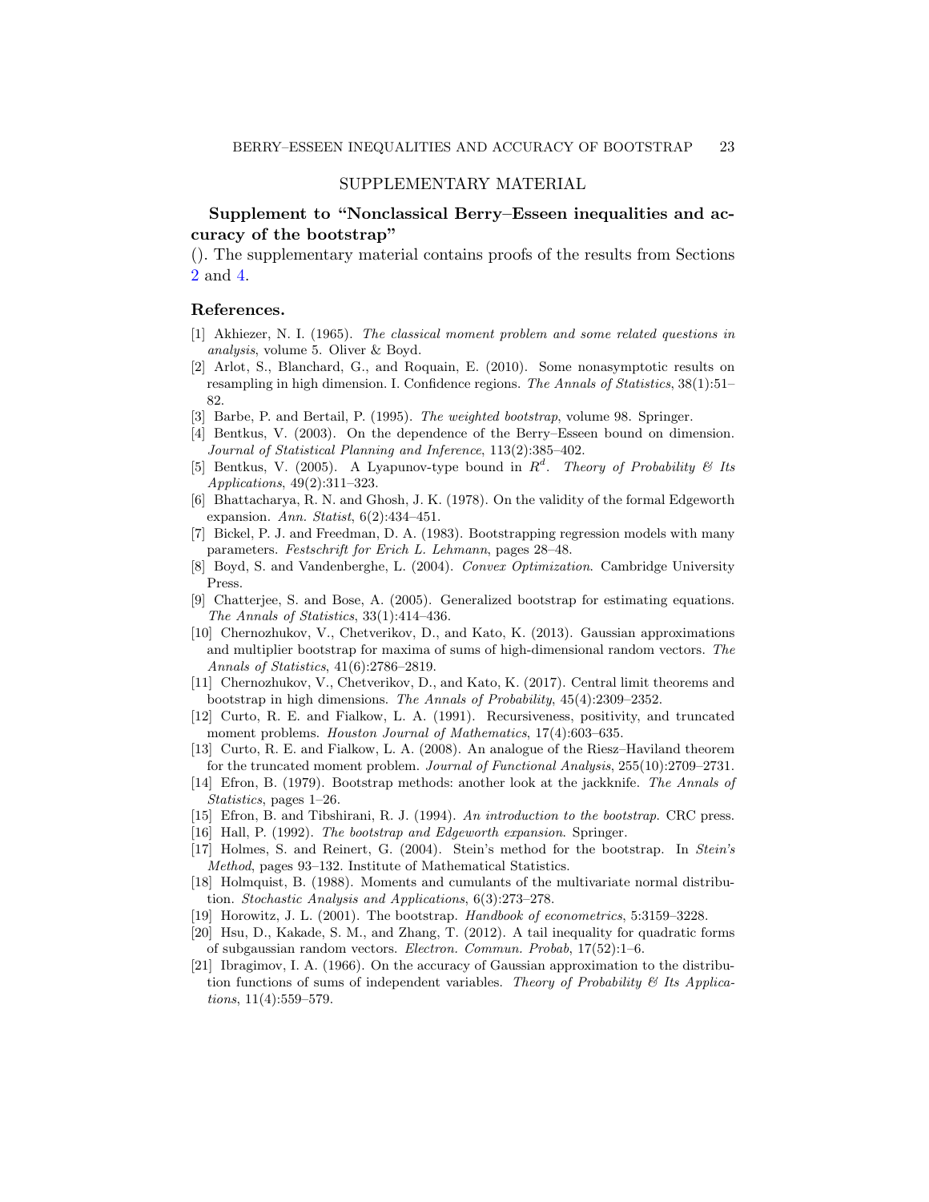## SUPPLEMENTARY MATERIAL

**Supplement to "Nonclassical Berry–Esseen inequalities and accuracy of the bootstrap"**

(). The supplementary material contains proofs of the results from Sections 2 and 4.

### References.

[1] Akhiezer, N. I. (1965). *The classical moment problem and some related questions in analysis*, volume 5. Oliver & Boyd.

[2] Arlot, S., Blanchard, G., and Roquain, E. (2010). Some nonasymptotic results on resampling in high dimension. I. Confidence regions. *The Annals of Statistics*, 38(1):51–82.

[3] Barbe, P. and Bertail, P. (1995). *The weighted bootstrap*, volume 98. Springer.

[4] Bentkus, V. (2003). On the dependence of the Berry–Esseen bound on dimension. *Journal of Statistical Planning and Inference*, 113(2):385–402.

[5] Bentkus, V. (2005). A Lyapunov-type bound in $R^d$. *Theory of Probability & Its Applications*, 49(2):311–323.

[6] Bhattacharya, R. N. and Ghosh, J. K. (1978). On the validity of the formal Edgeworth expansion. *Ann. Statist*, 6(2):434–451.

[7] Bickel, P. J. and Freedman, D. A. (1983). Bootstrapping regression models with many parameters. *Festschrift for Erich L. Lehmann*, pages 28–48.

[8] Boyd, S. and Vandenberghe, L. (2004). *Convex Optimization*. Cambridge University Press.

[9] Chatterjee, S. and Bose, A. (2005). Generalized bootstrap for estimating equations. *The Annals of Statistics*, 33(1):414–436.

[10] Chernozhukov, V., Chetverikov, D., and Kato, K. (2013). Gaussian approximations and multiplier bootstrap for maxima of sums of high-dimensional random vectors. *The Annals of Statistics*, 41(6):2786–2819.

[11] Chernozhukov, V., Chetverikov, D., and Kato, K. (2017). Central limit theorems and bootstrap in high dimensions. *The Annals of Probability*, 45(4):2309–2352.

[12] Curto, R. E. and Fialkow, L. A. (1991). Recursiveness, positivity, and truncated moment problems. *Houston Journal of Mathematics*, 17(4):603–635.

[13] Curto, R. E. and Fialkow, L. A. (2008). An analogue of the Riesz–Haviland theorem for the truncated moment problem. *Journal of Functional Analysis*, 255(10):2709–2731.

[14] Efron, B. (1979). Bootstrap methods: another look at the jackknife. *The Annals of Statistics*, pages 1–26.

[15] Efron, B. and Tibshirani, R. J. (1994). *An introduction to the bootstrap*. CRC press.

[16] Hall, P. (1992). *The bootstrap and Edgeworth expansion*. Springer.

[17] Holmes, S. and Reinert, G. (2004). Stein's method for the bootstrap. In *Stein's Method*, pages 93–132. Institute of Mathematical Statistics.

[18] Holmquist, B. (1988). Moments and cumulants of the multivariate normal distribution. *Stochastic Analysis and Applications*, 6(3):273–278.

[19] Horowitz, J. L. (2001). The bootstrap. *Handbook of econometrics*, 5:3159–3228.

[20] Hsu, D., Kakade, S. M., and Zhang, T. (2012). A tail inequality for quadratic forms of subgaussian random vectors. *Electron. Commun. Probab*, 17(52):1–6.

[21] Ibragimov, I. A. (1966). On the accuracy of Gaussian approximation to the distribution functions of sums of independent variables. *Theory of Probability & Its Applications*, 11(4):559–579.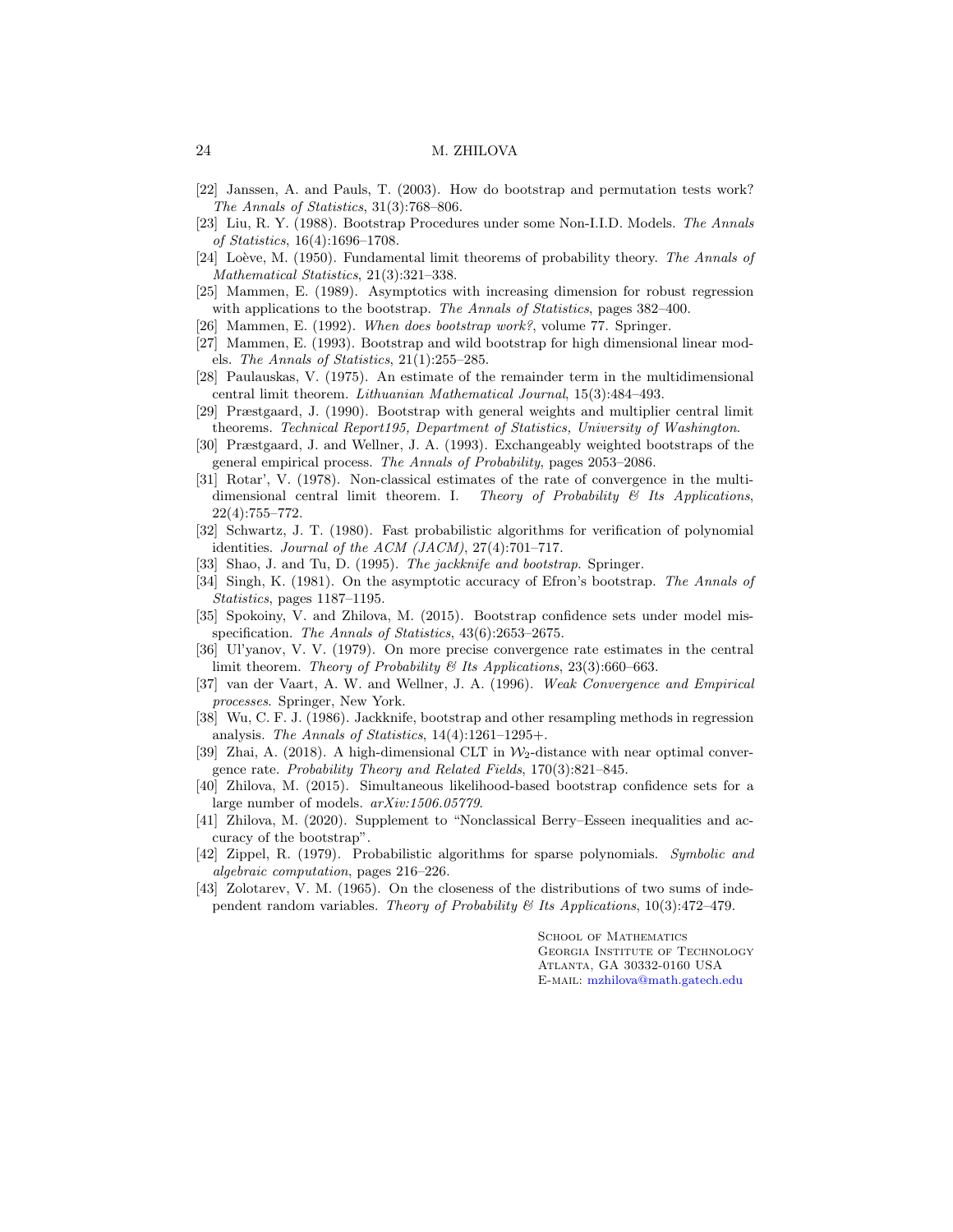[22] Janssen, A. and Pauls, T. (2003). How do bootstrap and permutation tests work? *The Annals of Statistics*, 31(3):768–806.

[23] Liu, R. Y. (1988). Bootstrap Procedures under some Non-I.I.D. Models. *The Annals of Statistics*, 16(4):1696–1708.

[24] Loève, M. (1950). Fundamental limit theorems of probability theory. *The Annals of Mathematical Statistics*, 21(3):321–338.

[25] Mammen, E. (1989). Asymptotics with increasing dimension for robust regression with applications to the bootstrap. *The Annals of Statistics*, pages 382–400.

[26] Mammen, E. (1992). *When does bootstrap work?*, volume 77. Springer.

[27] Mammen, E. (1993). Bootstrap and wild bootstrap for high dimensional linear models. *The Annals of Statistics*, 21(1):255–285.

[28] Paulauskas, V. (1975). An estimate of the remainder term in the multidimensional central limit theorem. *Lithuanian Mathematical Journal*, 15(3):484–493.

[29] Præstgaard, J. (1990). Bootstrap with general weights and multiplier central limit theorems. *Technical Report195, Department of Statistics, University of Washington*.

[30] Præstgaard, J. and Wellner, J. A. (1993). Exchangeably weighted bootstraps of the general empirical process. *The Annals of Probability*, pages 2053–2086.

[31] Rotar', V. (1978). Non-classical estimates of the rate of convergence in the multidimensional central limit theorem. I. *Theory of Probability & Its Applications*, 22(4):755–772.

[32] Schwartz, J. T. (1980). Fast probabilistic algorithms for verification of polynomial identities. *Journal of the ACM (JACM)*, 27(4):701–717.

[33] Shao, J. and Tu, D. (1995). *The jackknife and bootstrap*. Springer.

[34] Singh, K. (1981). On the asymptotic accuracy of Efron's bootstrap. *The Annals of Statistics*, pages 1187–1195.

[35] Spokoiny, V. and Zhilova, M. (2015). Bootstrap confidence sets under model misspecification. *The Annals of Statistics*, 43(6):2653–2675.

[36] Ul'yanov, V. V. (1979). On more precise convergence rate estimates in the central limit theorem. *Theory of Probability & Its Applications*, 23(3):660–663.

[37] van der Vaart, A. W. and Wellner, J. A. (1996). *Weak Convergence and Empirical processes*. Springer, New York.

[38] Wu, C. F. J. (1986). Jackknife, bootstrap and other resampling methods in regression analysis. *The Annals of Statistics*, 14(4):1261–1295+.

[39] Zhai, A. (2018). A high-dimensional CLT in $\mathcal{W}_2$-distance with near optimal convergence rate. *Probability Theory and Related Fields*, 170(3):821–845.

[40] Zhilova, M. (2015). Simultaneous likelihood-based bootstrap confidence sets for a large number of models. *arXiv:1506.05779*.

[41] Zhilova, M. (2020). Supplement to "Nonclassical Berry–Esseen inequalities and accuracy of the bootstrap".

[42] Zippel, R. (1979). Probabilistic algorithms for sparse polynomials. *Symbolic and algebraic computation*, pages 216–226.

[43] Zolotarev, V. M. (1965). On the closeness of the distributions of two sums of independent random variables. *Theory of Probability & Its Applications*, 10(3):472–479.

School of Mathematics
Georgia Institute of Technology
Atlanta, GA 30332-0160 USA
E-mail: mzhilova@math.gatech.edu